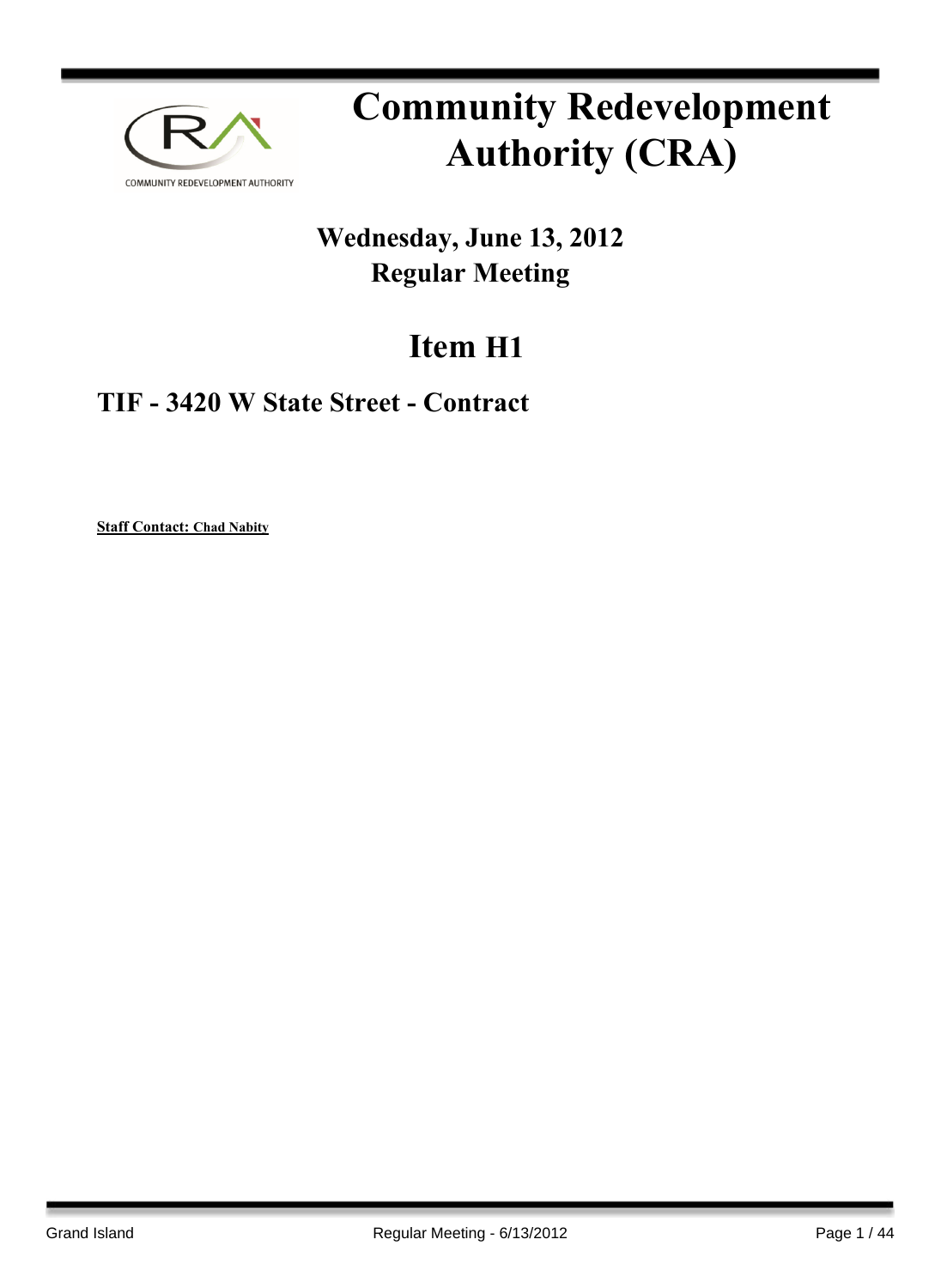# Community Redevelopment Authority (CRA)

## Wednesday, June 13, 2012
## Regular Meeting

# Item H1

## TIF - 3420 W State Street - Contract

**Staff Contact: Chad Nabity**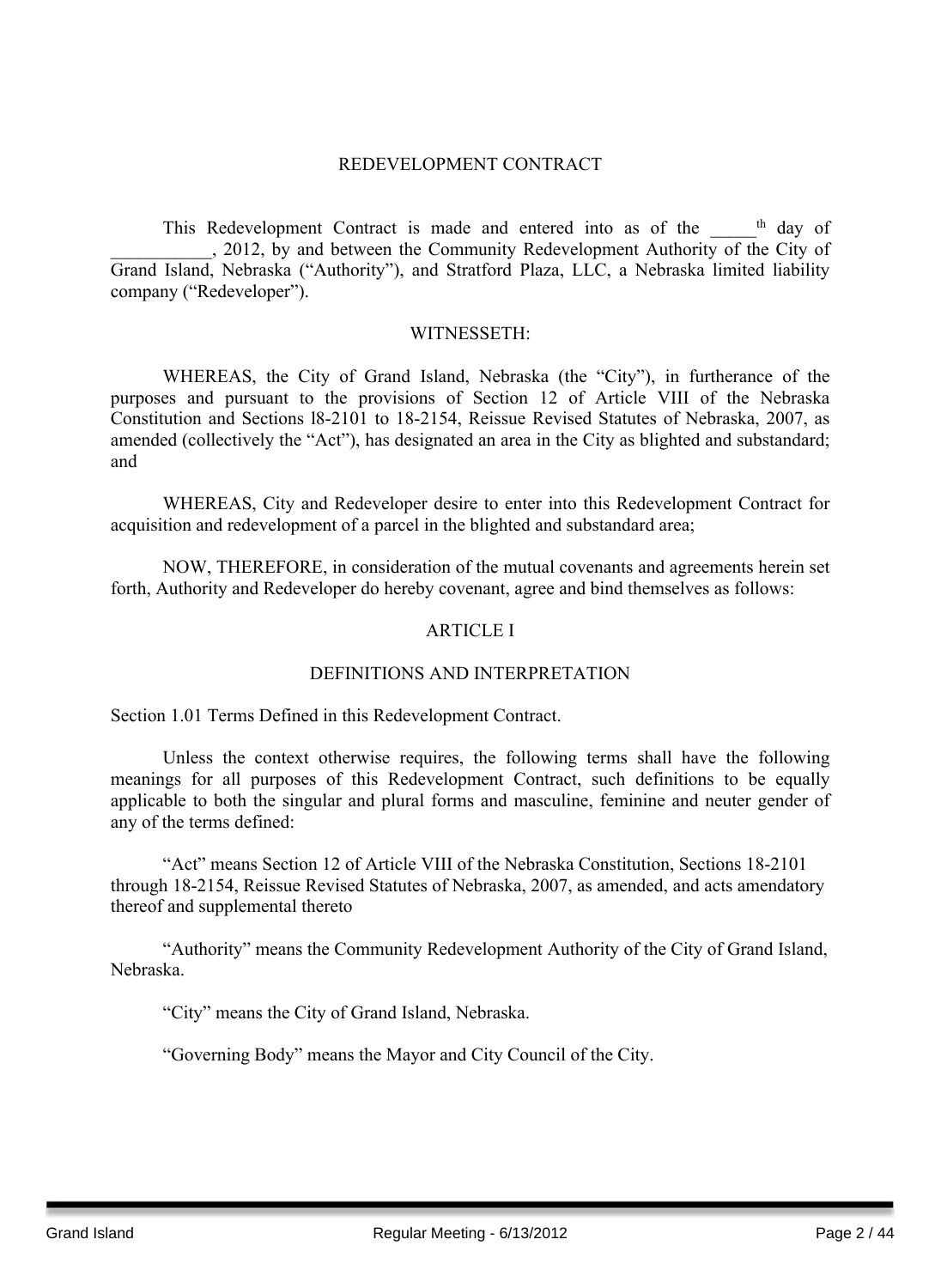# REDEVELOPMENT CONTRACT

This Redevelopment Contract is made and entered into as of the _____th day of ___________, 2012, by and between the Community Redevelopment Authority of the City of Grand Island, Nebraska ("Authority"), and Stratford Plaza, LLC, a Nebraska limited liability company ("Redeveloper").

WITNESSETH:

WHEREAS, the City of Grand Island, Nebraska (the "City"), in furtherance of the purposes and pursuant to the provisions of Section 12 of Article VIII of the Nebraska Constitution and Sections l8-2101 to 18-2154, Reissue Revised Statutes of Nebraska, 2007, as amended (collectively the "Act"), has designated an area in the City as blighted and substandard; and

WHEREAS, City and Redeveloper desire to enter into this Redevelopment Contract for acquisition and redevelopment of a parcel in the blighted and substandard area;

NOW, THEREFORE, in consideration of the mutual covenants and agreements herein set forth, Authority and Redeveloper do hereby covenant, agree and bind themselves as follows:

## ARTICLE I

## DEFINITIONS AND INTERPRETATION

### Section 1.01 Terms Defined in this Redevelopment Contract.

Unless the context otherwise requires, the following terms shall have the following meanings for all purposes of this Redevelopment Contract, such definitions to be equally applicable to both the singular and plural forms and masculine, feminine and neuter gender of any of the terms defined:

"Act" means Section 12 of Article VIII of the Nebraska Constitution, Sections 18-2101 through 18-2154, Reissue Revised Statutes of Nebraska, 2007, as amended, and acts amendatory thereof and supplemental thereto

"Authority" means the Community Redevelopment Authority of the City of Grand Island, Nebraska.

"City" means the City of Grand Island, Nebraska.

"Governing Body" means the Mayor and City Council of the City.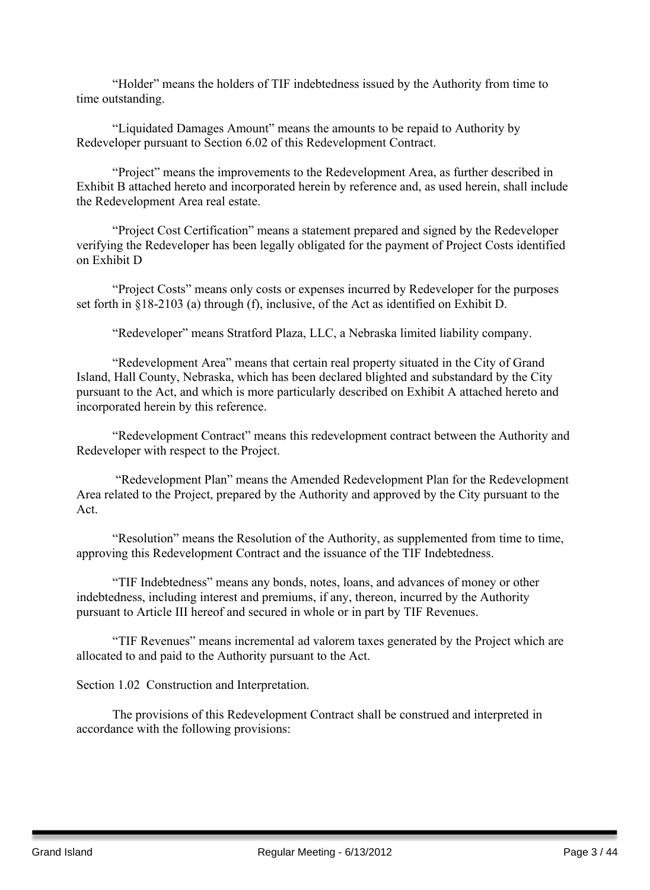"Holder" means the holders of TIF indebtedness issued by the Authority from time to time outstanding.

"Liquidated Damages Amount" means the amounts to be repaid to Authority by Redeveloper pursuant to Section 6.02 of this Redevelopment Contract.

"Project" means the improvements to the Redevelopment Area, as further described in Exhibit B attached hereto and incorporated herein by reference and, as used herein, shall include the Redevelopment Area real estate.

"Project Cost Certification" means a statement prepared and signed by the Redeveloper verifying the Redeveloper has been legally obligated for the payment of Project Costs identified on Exhibit D

"Project Costs" means only costs or expenses incurred by Redeveloper for the purposes set forth in §18-2103 (a) through (f), inclusive, of the Act as identified on Exhibit D.

"Redeveloper" means Stratford Plaza, LLC, a Nebraska limited liability company.

"Redevelopment Area" means that certain real property situated in the City of Grand Island, Hall County, Nebraska, which has been declared blighted and substandard by the City pursuant to the Act, and which is more particularly described on Exhibit A attached hereto and incorporated herein by this reference.

"Redevelopment Contract" means this redevelopment contract between the Authority and Redeveloper with respect to the Project.

"Redevelopment Plan" means the Amended Redevelopment Plan for the Redevelopment Area related to the Project, prepared by the Authority and approved by the City pursuant to the Act.

"Resolution" means the Resolution of the Authority, as supplemented from time to time, approving this Redevelopment Contract and the issuance of the TIF Indebtedness.

"TIF Indebtedness" means any bonds, notes, loans, and advances of money or other indebtedness, including interest and premiums, if any, thereon, incurred by the Authority pursuant to Article III hereof and secured in whole or in part by TIF Revenues.

"TIF Revenues" means incremental ad valorem taxes generated by the Project which are allocated to and paid to the Authority pursuant to the Act.

Section 1.02 Construction and Interpretation.

The provisions of this Redevelopment Contract shall be construed and interpreted in accordance with the following provisions: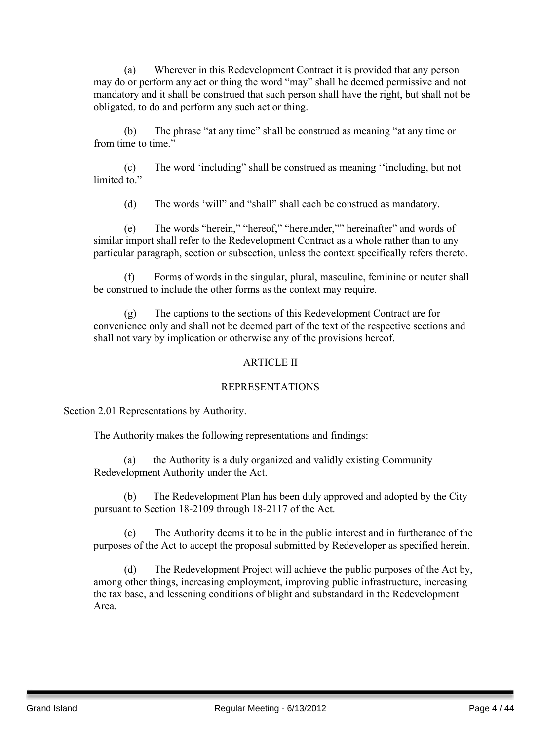(a) Wherever in this Redevelopment Contract it is provided that any person may do or perform any act or thing the word "may" shall he deemed permissive and not mandatory and it shall be construed that such person shall have the right, but shall not be obligated, to do and perform any such act or thing.

(b) The phrase "at any time" shall be construed as meaning "at any time or from time to time."

(c) The word 'including" shall be construed as meaning ''including, but not limited to."

(d) The words 'will" and "shall" shall each be construed as mandatory.

(e) The words "herein," "hereof," "hereunder,"" hereinafter" and words of similar import shall refer to the Redevelopment Contract as a whole rather than to any particular paragraph, section or subsection, unless the context specifically refers thereto.

(f) Forms of words in the singular, plural, masculine, feminine or neuter shall be construed to include the other forms as the context may require.

(g) The captions to the sections of this Redevelopment Contract are for convenience only and shall not be deemed part of the text of the respective sections and shall not vary by implication or otherwise any of the provisions hereof.

## ARTICLE II

## REPRESENTATIONS

Section 2.01 Representations by Authority.

The Authority makes the following representations and findings:

(a) the Authority is a duly organized and validly existing Community Redevelopment Authority under the Act.

(b) The Redevelopment Plan has been duly approved and adopted by the City pursuant to Section 18-2109 through 18-2117 of the Act.

(c) The Authority deems it to be in the public interest and in furtherance of the purposes of the Act to accept the proposal submitted by Redeveloper as specified herein.

(d) The Redevelopment Project will achieve the public purposes of the Act by, among other things, increasing employment, improving public infrastructure, increasing the tax base, and lessening conditions of blight and substandard in the Redevelopment Area.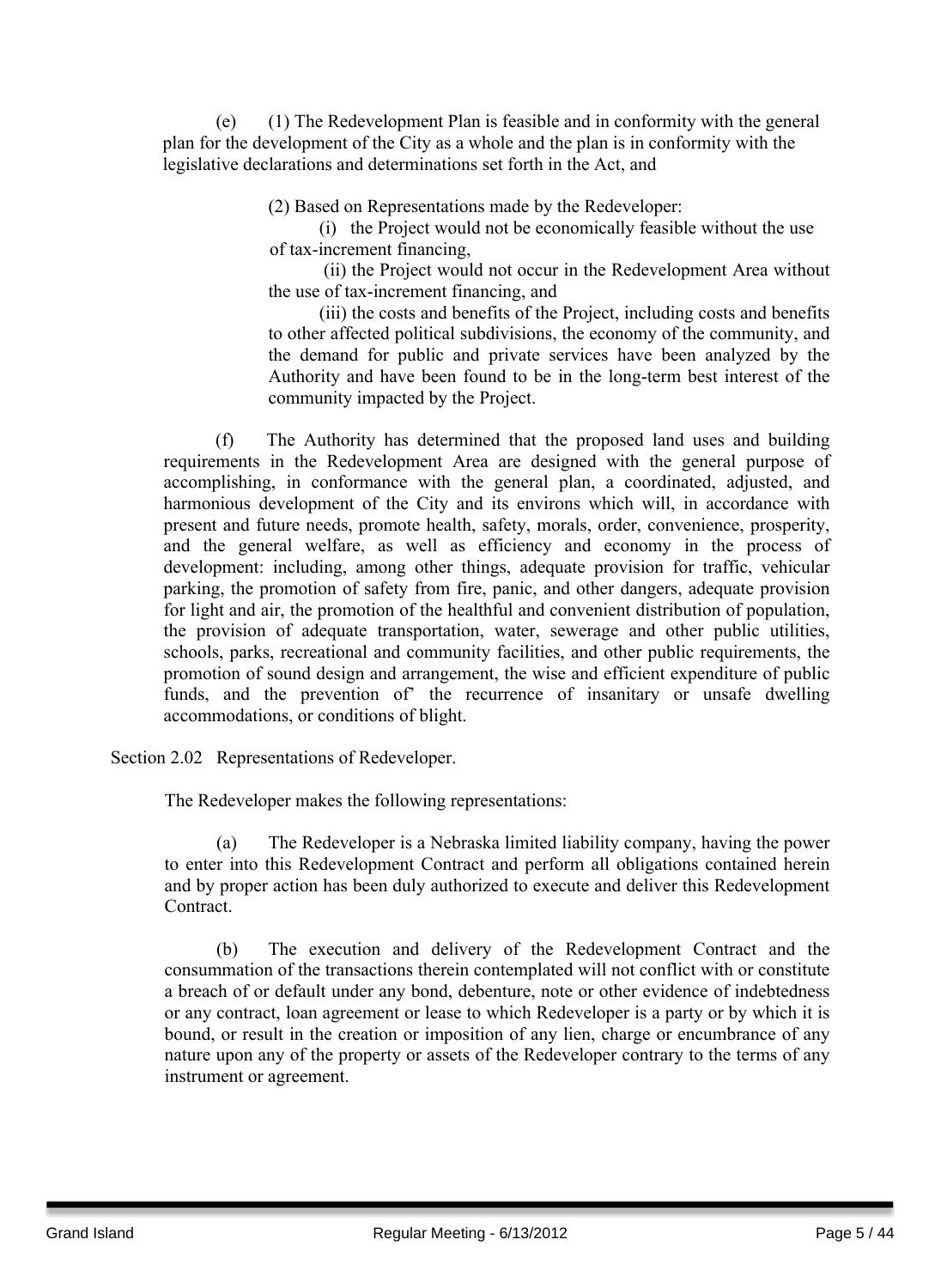(e) (1) The Redevelopment Plan is feasible and in conformity with the general plan for the development of the City as a whole and the plan is in conformity with the legislative declarations and determinations set forth in the Act, and

(2) Based on Representations made by the Redeveloper:

(i) the Project would not be economically feasible without the use of tax-increment financing,

(ii) the Project would not occur in the Redevelopment Area without the use of tax-increment financing, and

(iii) the costs and benefits of the Project, including costs and benefits to other affected political subdivisions, the economy of the community, and the demand for public and private services have been analyzed by the Authority and have been found to be in the long-term best interest of the community impacted by the Project.

(f) The Authority has determined that the proposed land uses and building requirements in the Redevelopment Area are designed with the general purpose of accomplishing, in conformance with the general plan, a coordinated, adjusted, and harmonious development of the City and its environs which will, in accordance with present and future needs, promote health, safety, morals, order, convenience, prosperity, and the general welfare, as well as efficiency and economy in the process of development: including, among other things, adequate provision for traffic, vehicular parking, the promotion of safety from fire, panic, and other dangers, adequate provision for light and air, the promotion of the healthful and convenient distribution of population, the provision of adequate transportation, water, sewerage and other public utilities, schools, parks, recreational and community facilities, and other public requirements, the promotion of sound design and arrangement, the wise and efficient expenditure of public funds, and the prevention of' the recurrence of insanitary or unsafe dwelling accommodations, or conditions of blight.

Section 2.02 Representations of Redeveloper.

The Redeveloper makes the following representations:

(a) The Redeveloper is a Nebraska limited liability company, having the power to enter into this Redevelopment Contract and perform all obligations contained herein and by proper action has been duly authorized to execute and deliver this Redevelopment Contract.

(b) The execution and delivery of the Redevelopment Contract and the consummation of the transactions therein contemplated will not conflict with or constitute a breach of or default under any bond, debenture, note or other evidence of indebtedness or any contract, loan agreement or lease to which Redeveloper is a party or by which it is bound, or result in the creation or imposition of any lien, charge or encumbrance of any nature upon any of the property or assets of the Redeveloper contrary to the terms of any instrument or agreement.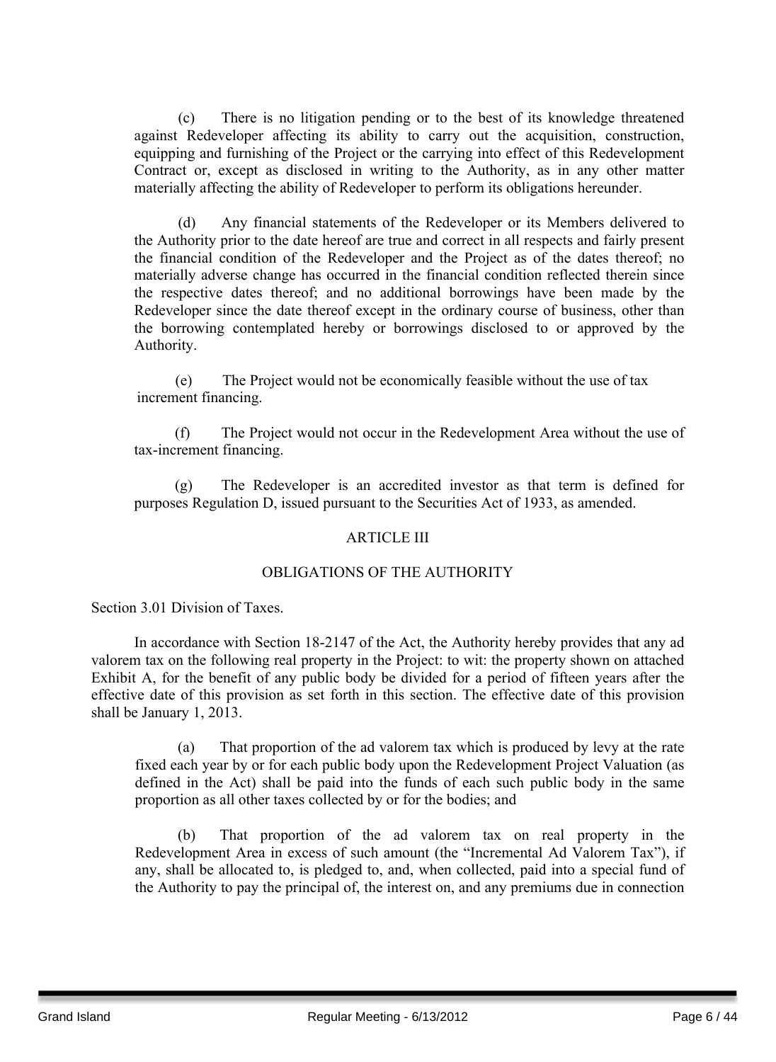(c) There is no litigation pending or to the best of its knowledge threatened against Redeveloper affecting its ability to carry out the acquisition, construction, equipping and furnishing of the Project or the carrying into effect of this Redevelopment Contract or, except as disclosed in writing to the Authority, as in any other matter materially affecting the ability of Redeveloper to perform its obligations hereunder.

(d) Any financial statements of the Redeveloper or its Members delivered to the Authority prior to the date hereof are true and correct in all respects and fairly present the financial condition of the Redeveloper and the Project as of the dates thereof; no materially adverse change has occurred in the financial condition reflected therein since the respective dates thereof; and no additional borrowings have been made by the Redeveloper since the date thereof except in the ordinary course of business, other than the borrowing contemplated hereby or borrowings disclosed to or approved by the Authority.

(e) The Project would not be economically feasible without the use of tax increment financing.

(f) The Project would not occur in the Redevelopment Area without the use of tax-increment financing.

(g) The Redeveloper is an accredited investor as that term is defined for purposes Regulation D, issued pursuant to the Securities Act of 1933, as amended.

## ARTICLE III

## OBLIGATIONS OF THE AUTHORITY

Section 3.01 Division of Taxes.

In accordance with Section 18-2147 of the Act, the Authority hereby provides that any ad valorem tax on the following real property in the Project: to wit: the property shown on attached Exhibit A, for the benefit of any public body be divided for a period of fifteen years after the effective date of this provision as set forth in this section. The effective date of this provision shall be January 1, 2013.

(a) That proportion of the ad valorem tax which is produced by levy at the rate fixed each year by or for each public body upon the Redevelopment Project Valuation (as defined in the Act) shall be paid into the funds of each such public body in the same proportion as all other taxes collected by or for the bodies; and

(b) That proportion of the ad valorem tax on real property in the Redevelopment Area in excess of such amount (the "Incremental Ad Valorem Tax"), if any, shall be allocated to, is pledged to, and, when collected, paid into a special fund of the Authority to pay the principal of, the interest on, and any premiums due in connection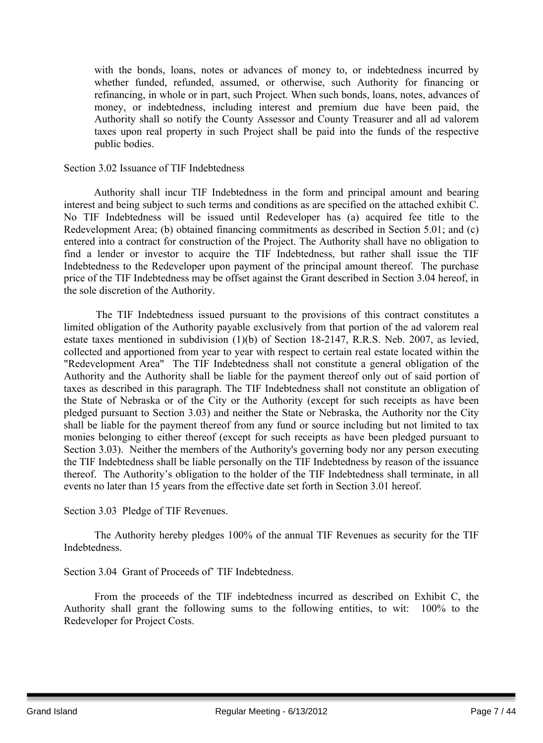with the bonds, loans, notes or advances of money to, or indebtedness incurred by whether funded, refunded, assumed, or otherwise, such Authority for financing or refinancing, in whole or in part, such Project. When such bonds, loans, notes, advances of money, or indebtedness, including interest and premium due have been paid, the Authority shall so notify the County Assessor and County Treasurer and all ad valorem taxes upon real property in such Project shall be paid into the funds of the respective public bodies.

Section 3.02 Issuance of TIF Indebtedness

Authority shall incur TIF Indebtedness in the form and principal amount and bearing interest and being subject to such terms and conditions as are specified on the attached exhibit C. No TIF Indebtedness will be issued until Redeveloper has (a) acquired fee title to the Redevelopment Area; (b) obtained financing commitments as described in Section 5.01; and (c) entered into a contract for construction of the Project. The Authority shall have no obligation to find a lender or investor to acquire the TIF Indebtedness, but rather shall issue the TIF Indebtedness to the Redeveloper upon payment of the principal amount thereof. The purchase price of the TIF Indebtedness may be offset against the Grant described in Section 3.04 hereof, in the sole discretion of the Authority.

The TIF Indebtedness issued pursuant to the provisions of this contract constitutes a limited obligation of the Authority payable exclusively from that portion of the ad valorem real estate taxes mentioned in subdivision (1)(b) of Section 18-2147, R.R.S. Neb. 2007, as levied, collected and apportioned from year to year with respect to certain real estate located within the "Redevelopment Area" The TIF Indebtedness shall not constitute a general obligation of the Authority and the Authority shall be liable for the payment thereof only out of said portion of taxes as described in this paragraph. The TIF Indebtedness shall not constitute an obligation of the State of Nebraska or of the City or the Authority (except for such receipts as have been pledged pursuant to Section 3.03) and neither the State or Nebraska, the Authority nor the City shall be liable for the payment thereof from any fund or source including but not limited to tax monies belonging to either thereof (except for such receipts as have been pledged pursuant to Section 3.03). Neither the members of the Authority's governing body nor any person executing the TIF Indebtedness shall be liable personally on the TIF Indebtedness by reason of the issuance thereof. The Authority's obligation to the holder of the TIF Indebtedness shall terminate, in all events no later than 15 years from the effective date set forth in Section 3.01 hereof.

Section 3.03 Pledge of TIF Revenues.

The Authority hereby pledges 100% of the annual TIF Revenues as security for the TIF Indebtedness.

Section 3.04 Grant of Proceeds of' TIF Indebtedness.

From the proceeds of the TIF indebtedness incurred as described on Exhibit C, the Authority shall grant the following sums to the following entities, to wit: 100% to the Redeveloper for Project Costs.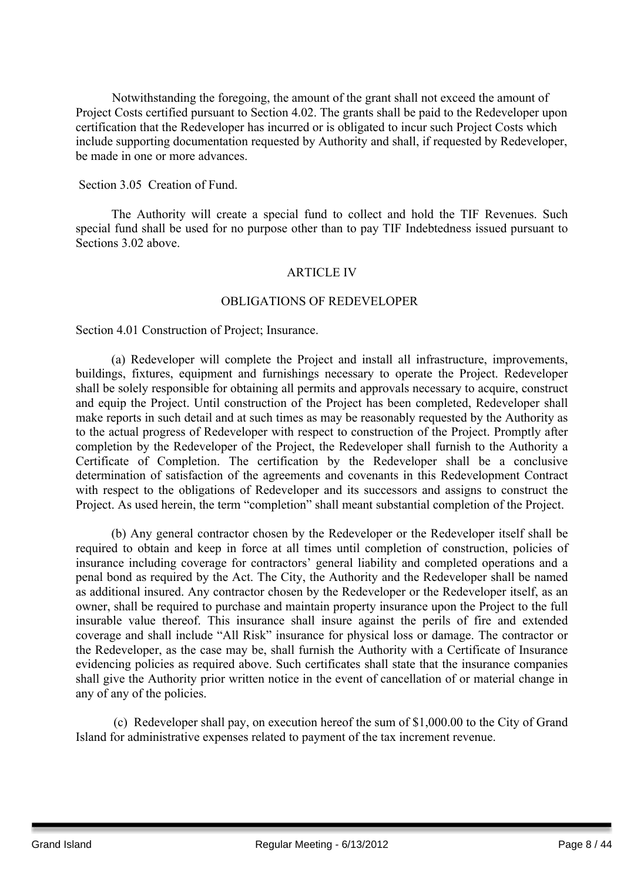Notwithstanding the foregoing, the amount of the grant shall not exceed the amount of Project Costs certified pursuant to Section 4.02. The grants shall be paid to the Redeveloper upon certification that the Redeveloper has incurred or is obligated to incur such Project Costs which include supporting documentation requested by Authority and shall, if requested by Redeveloper, be made in one or more advances.

Section 3.05 Creation of Fund.

The Authority will create a special fund to collect and hold the TIF Revenues. Such special fund shall be used for no purpose other than to pay TIF Indebtedness issued pursuant to Sections 3.02 above.

ARTICLE IV

OBLIGATIONS OF REDEVELOPER

Section 4.01 Construction of Project; Insurance.

(a) Redeveloper will complete the Project and install all infrastructure, improvements, buildings, fixtures, equipment and furnishings necessary to operate the Project. Redeveloper shall be solely responsible for obtaining all permits and approvals necessary to acquire, construct and equip the Project. Until construction of the Project has been completed, Redeveloper shall make reports in such detail and at such times as may be reasonably requested by the Authority as to the actual progress of Redeveloper with respect to construction of the Project. Promptly after completion by the Redeveloper of the Project, the Redeveloper shall furnish to the Authority a Certificate of Completion. The certification by the Redeveloper shall be a conclusive determination of satisfaction of the agreements and covenants in this Redevelopment Contract with respect to the obligations of Redeveloper and its successors and assigns to construct the Project. As used herein, the term "completion" shall meant substantial completion of the Project.

(b) Any general contractor chosen by the Redeveloper or the Redeveloper itself shall be required to obtain and keep in force at all times until completion of construction, policies of insurance including coverage for contractors' general liability and completed operations and a penal bond as required by the Act. The City, the Authority and the Redeveloper shall be named as additional insured. Any contractor chosen by the Redeveloper or the Redeveloper itself, as an owner, shall be required to purchase and maintain property insurance upon the Project to the full insurable value thereof. This insurance shall insure against the perils of fire and extended coverage and shall include "All Risk" insurance for physical loss or damage. The contractor or the Redeveloper, as the case may be, shall furnish the Authority with a Certificate of Insurance evidencing policies as required above. Such certificates shall state that the insurance companies shall give the Authority prior written notice in the event of cancellation of or material change in any of any of the policies.

(c) Redeveloper shall pay, on execution hereof the sum of $1,000.00 to the City of Grand Island for administrative expenses related to payment of the tax increment revenue.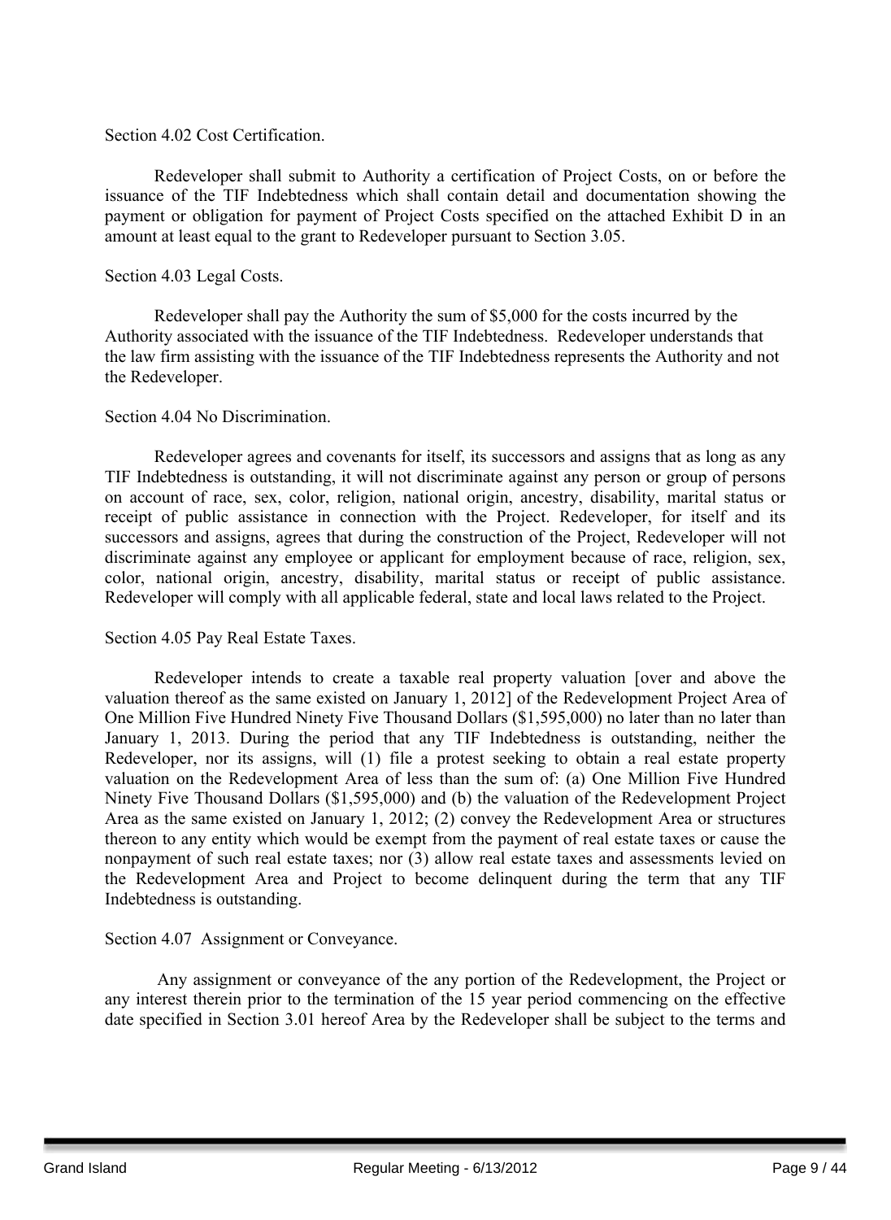Section 4.02 Cost Certification.

Redeveloper shall submit to Authority a certification of Project Costs, on or before the issuance of the TIF Indebtedness which shall contain detail and documentation showing the payment or obligation for payment of Project Costs specified on the attached Exhibit D in an amount at least equal to the grant to Redeveloper pursuant to Section 3.05.

Section 4.03 Legal Costs.

Redeveloper shall pay the Authority the sum of $5,000 for the costs incurred by the Authority associated with the issuance of the TIF Indebtedness. Redeveloper understands that the law firm assisting with the issuance of the TIF Indebtedness represents the Authority and not the Redeveloper.

Section 4.04 No Discrimination.

Redeveloper agrees and covenants for itself, its successors and assigns that as long as any TIF Indebtedness is outstanding, it will not discriminate against any person or group of persons on account of race, sex, color, religion, national origin, ancestry, disability, marital status or receipt of public assistance in connection with the Project. Redeveloper, for itself and its successors and assigns, agrees that during the construction of the Project, Redeveloper will not discriminate against any employee or applicant for employment because of race, religion, sex, color, national origin, ancestry, disability, marital status or receipt of public assistance. Redeveloper will comply with all applicable federal, state and local laws related to the Project.

Section 4.05 Pay Real Estate Taxes.

Redeveloper intends to create a taxable real property valuation [over and above the valuation thereof as the same existed on January 1, 2012] of the Redevelopment Project Area of One Million Five Hundred Ninety Five Thousand Dollars ($1,595,000) no later than no later than January 1, 2013. During the period that any TIF Indebtedness is outstanding, neither the Redeveloper, nor its assigns, will (1) file a protest seeking to obtain a real estate property valuation on the Redevelopment Area of less than the sum of: (a) One Million Five Hundred Ninety Five Thousand Dollars ($1,595,000) and (b) the valuation of the Redevelopment Project Area as the same existed on January 1, 2012; (2) convey the Redevelopment Area or structures thereon to any entity which would be exempt from the payment of real estate taxes or cause the nonpayment of such real estate taxes; nor (3) allow real estate taxes and assessments levied on the Redevelopment Area and Project to become delinquent during the term that any TIF Indebtedness is outstanding.

Section 4.07 Assignment or Conveyance.

Any assignment or conveyance of the any portion of the Redevelopment, the Project or any interest therein prior to the termination of the 15 year period commencing on the effective date specified in Section 3.01 hereof Area by the Redeveloper shall be subject to the terms and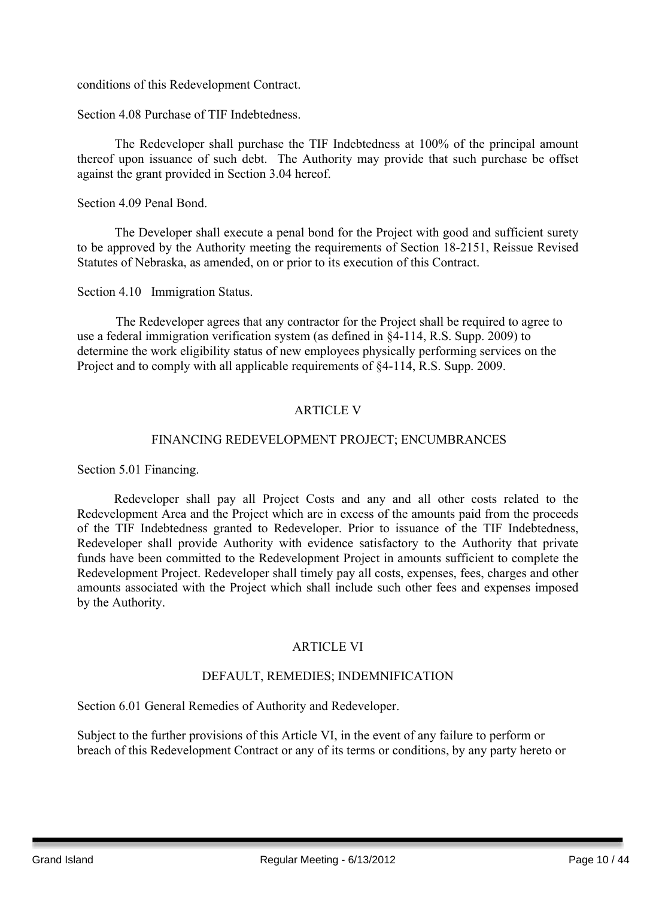conditions of this Redevelopment Contract.

Section 4.08 Purchase of TIF Indebtedness.

The Redeveloper shall purchase the TIF Indebtedness at 100% of the principal amount thereof upon issuance of such debt. The Authority may provide that such purchase be offset against the grant provided in Section 3.04 hereof.

Section 4.09 Penal Bond.

The Developer shall execute a penal bond for the Project with good and sufficient surety to be approved by the Authority meeting the requirements of Section 18-2151, Reissue Revised Statutes of Nebraska, as amended, on or prior to its execution of this Contract.

Section 4.10 Immigration Status.

The Redeveloper agrees that any contractor for the Project shall be required to agree to use a federal immigration verification system (as defined in §4-114, R.S. Supp. 2009) to determine the work eligibility status of new employees physically performing services on the Project and to comply with all applicable requirements of §4-114, R.S. Supp. 2009.

## ARTICLE V

## FINANCING REDEVELOPMENT PROJECT; ENCUMBRANCES

Section 5.01 Financing.

Redeveloper shall pay all Project Costs and any and all other costs related to the Redevelopment Area and the Project which are in excess of the amounts paid from the proceeds of the TIF Indebtedness granted to Redeveloper. Prior to issuance of the TIF Indebtedness, Redeveloper shall provide Authority with evidence satisfactory to the Authority that private funds have been committed to the Redevelopment Project in amounts sufficient to complete the Redevelopment Project. Redeveloper shall timely pay all costs, expenses, fees, charges and other amounts associated with the Project which shall include such other fees and expenses imposed by the Authority.

## ARTICLE VI

## DEFAULT, REMEDIES; INDEMNIFICATION

Section 6.01 General Remedies of Authority and Redeveloper.

Subject to the further provisions of this Article VI, in the event of any failure to perform or breach of this Redevelopment Contract or any of its terms or conditions, by any party hereto or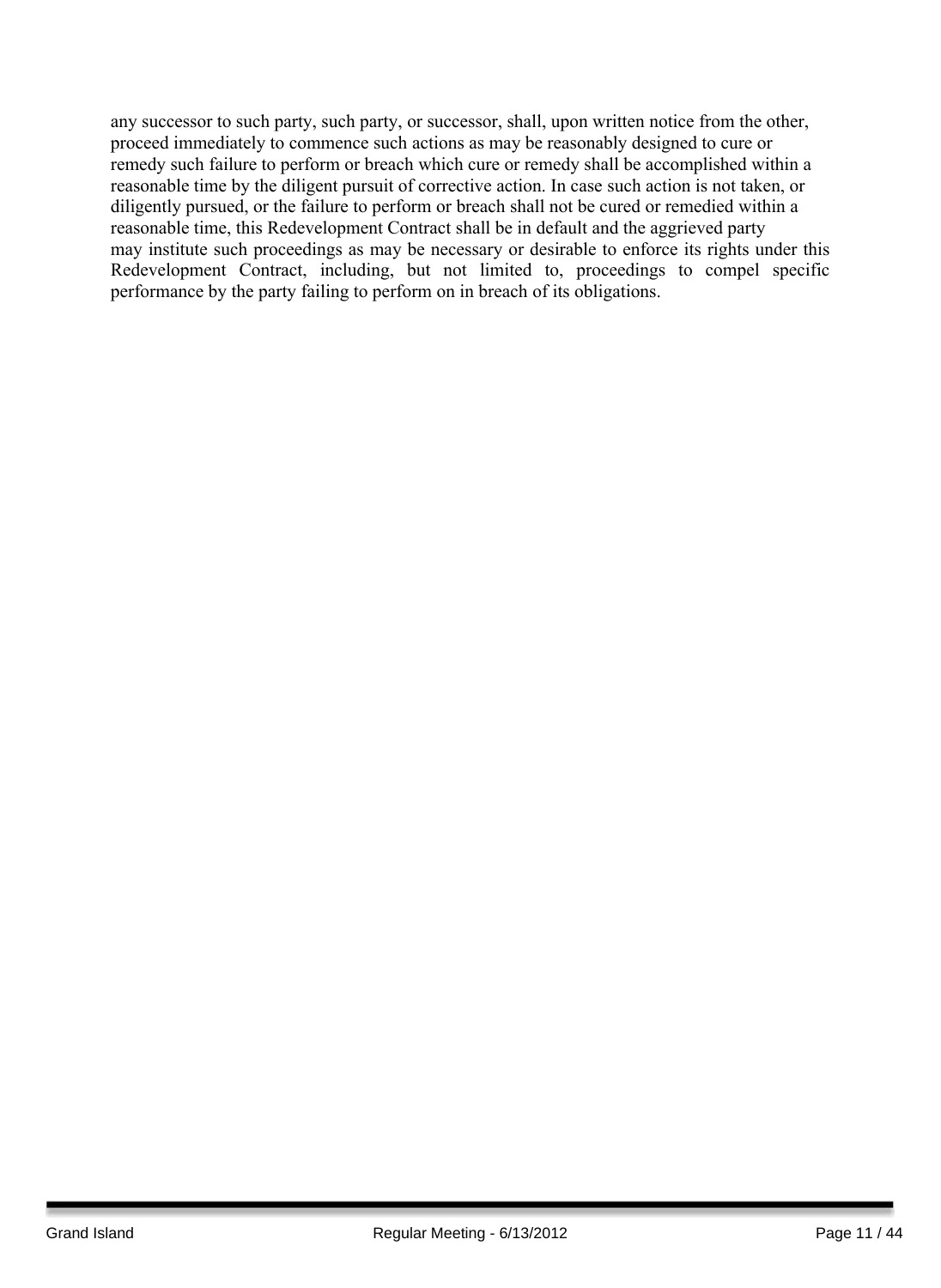any successor to such party, such party, or successor, shall, upon written notice from the other, proceed immediately to commence such actions as may be reasonably designed to cure or remedy such failure to perform or breach which cure or remedy shall be accomplished within a reasonable time by the diligent pursuit of corrective action. In case such action is not taken, or diligently pursued, or the failure to perform or breach shall not be cured or remedied within a reasonable time, this Redevelopment Contract shall be in default and the aggrieved party may institute such proceedings as may be necessary or desirable to enforce its rights under this Redevelopment Contract, including, but not limited to, proceedings to compel specific performance by the party failing to perform on in breach of its obligations.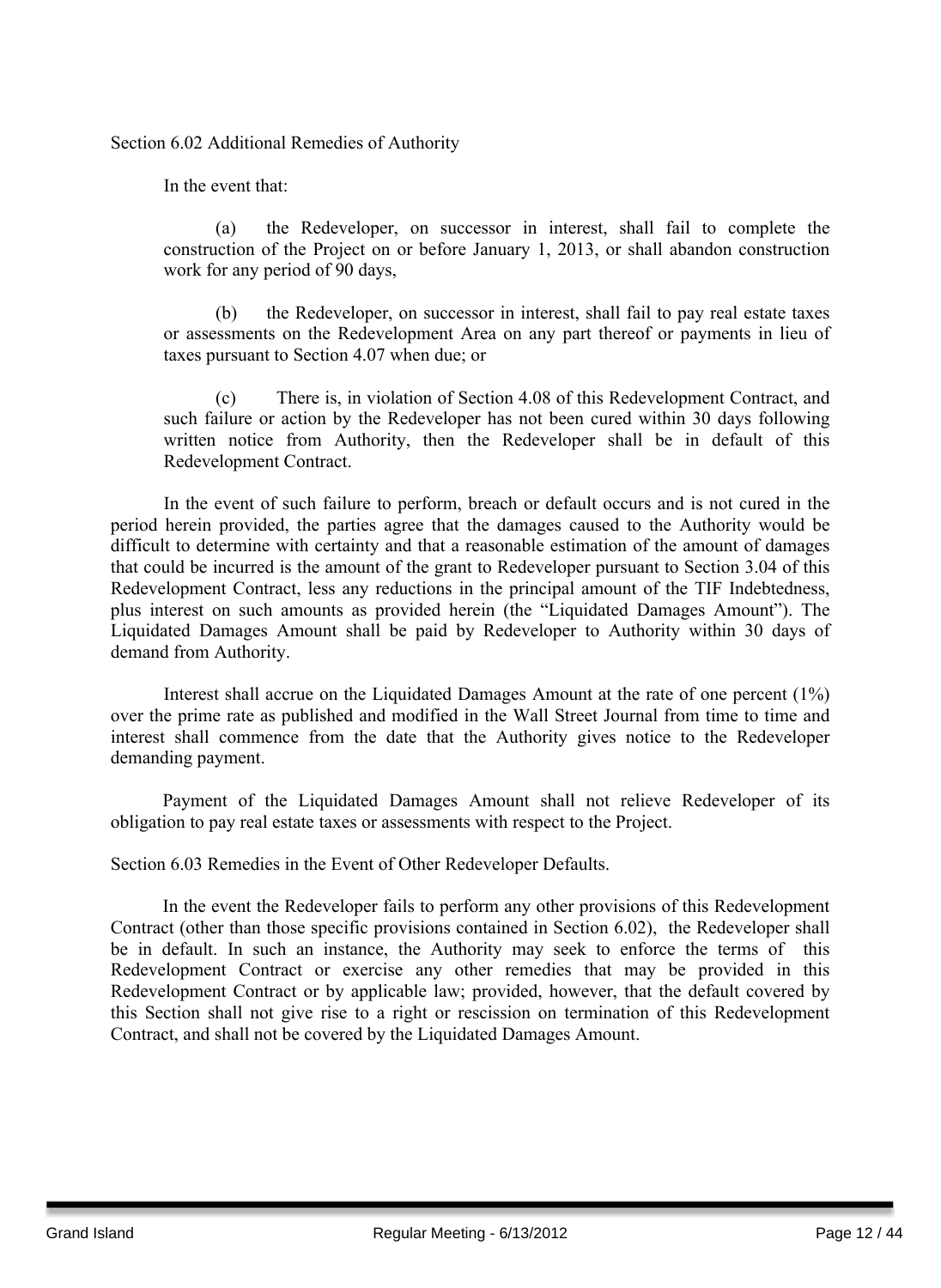Section 6.02 Additional Remedies of Authority

In the event that:

(a) the Redeveloper, on successor in interest, shall fail to complete the construction of the Project on or before January 1, 2013, or shall abandon construction work for any period of 90 days,

(b) the Redeveloper, on successor in interest, shall fail to pay real estate taxes or assessments on the Redevelopment Area on any part thereof or payments in lieu of taxes pursuant to Section 4.07 when due; or

(c) There is, in violation of Section 4.08 of this Redevelopment Contract, and such failure or action by the Redeveloper has not been cured within 30 days following written notice from Authority, then the Redeveloper shall be in default of this Redevelopment Contract.

In the event of such failure to perform, breach or default occurs and is not cured in the period herein provided, the parties agree that the damages caused to the Authority would be difficult to determine with certainty and that a reasonable estimation of the amount of damages that could be incurred is the amount of the grant to Redeveloper pursuant to Section 3.04 of this Redevelopment Contract, less any reductions in the principal amount of the TIF Indebtedness, plus interest on such amounts as provided herein (the "Liquidated Damages Amount"). The Liquidated Damages Amount shall be paid by Redeveloper to Authority within 30 days of demand from Authority.

Interest shall accrue on the Liquidated Damages Amount at the rate of one percent (1%) over the prime rate as published and modified in the Wall Street Journal from time to time and interest shall commence from the date that the Authority gives notice to the Redeveloper demanding payment.

Payment of the Liquidated Damages Amount shall not relieve Redeveloper of its obligation to pay real estate taxes or assessments with respect to the Project.

Section 6.03 Remedies in the Event of Other Redeveloper Defaults.

In the event the Redeveloper fails to perform any other provisions of this Redevelopment Contract (other than those specific provisions contained in Section 6.02), the Redeveloper shall be in default. In such an instance, the Authority may seek to enforce the terms of this Redevelopment Contract or exercise any other remedies that may be provided in this Redevelopment Contract or by applicable law; provided, however, that the default covered by this Section shall not give rise to a right or rescission on termination of this Redevelopment Contract, and shall not be covered by the Liquidated Damages Amount.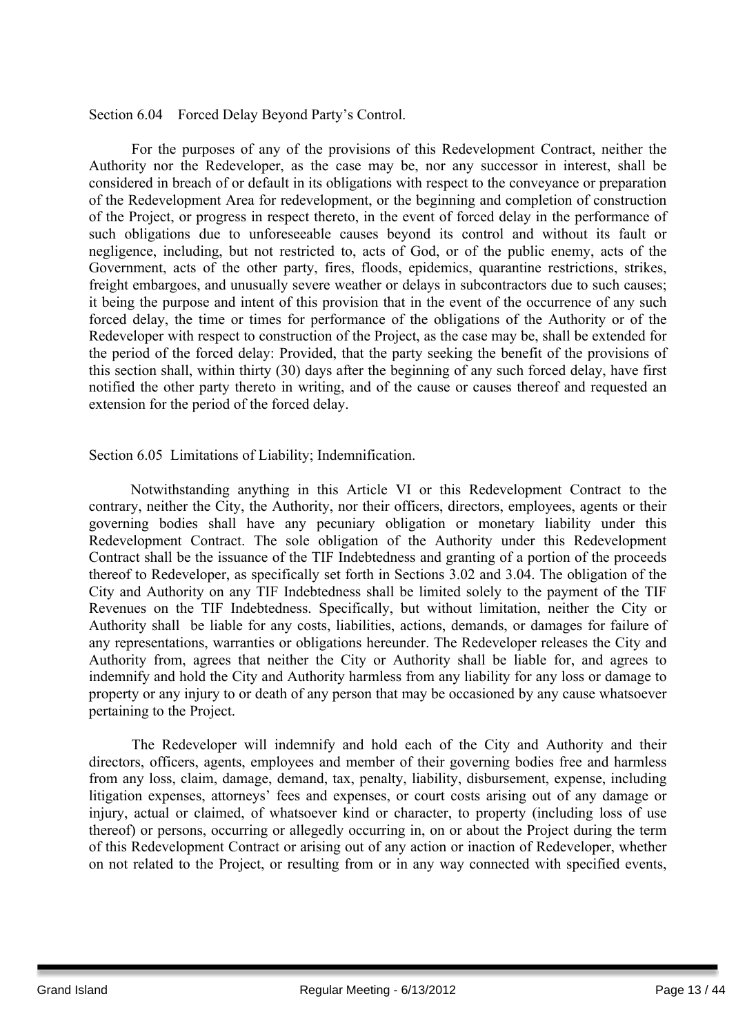Section 6.04 Forced Delay Beyond Party's Control.

For the purposes of any of the provisions of this Redevelopment Contract, neither the Authority nor the Redeveloper, as the case may be, nor any successor in interest, shall be considered in breach of or default in its obligations with respect to the conveyance or preparation of the Redevelopment Area for redevelopment, or the beginning and completion of construction of the Project, or progress in respect thereto, in the event of forced delay in the performance of such obligations due to unforeseeable causes beyond its control and without its fault or negligence, including, but not restricted to, acts of God, or of the public enemy, acts of the Government, acts of the other party, fires, floods, epidemics, quarantine restrictions, strikes, freight embargoes, and unusually severe weather or delays in subcontractors due to such causes; it being the purpose and intent of this provision that in the event of the occurrence of any such forced delay, the time or times for performance of the obligations of the Authority or of the Redeveloper with respect to construction of the Project, as the case may be, shall be extended for the period of the forced delay: Provided, that the party seeking the benefit of the provisions of this section shall, within thirty (30) days after the beginning of any such forced delay, have first notified the other party thereto in writing, and of the cause or causes thereof and requested an extension for the period of the forced delay.

Section 6.05 Limitations of Liability; Indemnification.

Notwithstanding anything in this Article VI or this Redevelopment Contract to the contrary, neither the City, the Authority, nor their officers, directors, employees, agents or their governing bodies shall have any pecuniary obligation or monetary liability under this Redevelopment Contract. The sole obligation of the Authority under this Redevelopment Contract shall be the issuance of the TIF Indebtedness and granting of a portion of the proceeds thereof to Redeveloper, as specifically set forth in Sections 3.02 and 3.04. The obligation of the City and Authority on any TIF Indebtedness shall be limited solely to the payment of the TIF Revenues on the TIF Indebtedness. Specifically, but without limitation, neither the City or Authority shall be liable for any costs, liabilities, actions, demands, or damages for failure of any representations, warranties or obligations hereunder. The Redeveloper releases the City and Authority from, agrees that neither the City or Authority shall be liable for, and agrees to indemnify and hold the City and Authority harmless from any liability for any loss or damage to property or any injury to or death of any person that may be occasioned by any cause whatsoever pertaining to the Project.

The Redeveloper will indemnify and hold each of the City and Authority and their directors, officers, agents, employees and member of their governing bodies free and harmless from any loss, claim, damage, demand, tax, penalty, liability, disbursement, expense, including litigation expenses, attorneys' fees and expenses, or court costs arising out of any damage or injury, actual or claimed, of whatsoever kind or character, to property (including loss of use thereof) or persons, occurring or allegedly occurring in, on or about the Project during the term of this Redevelopment Contract or arising out of any action or inaction of Redeveloper, whether on not related to the Project, or resulting from or in any way connected with specified events,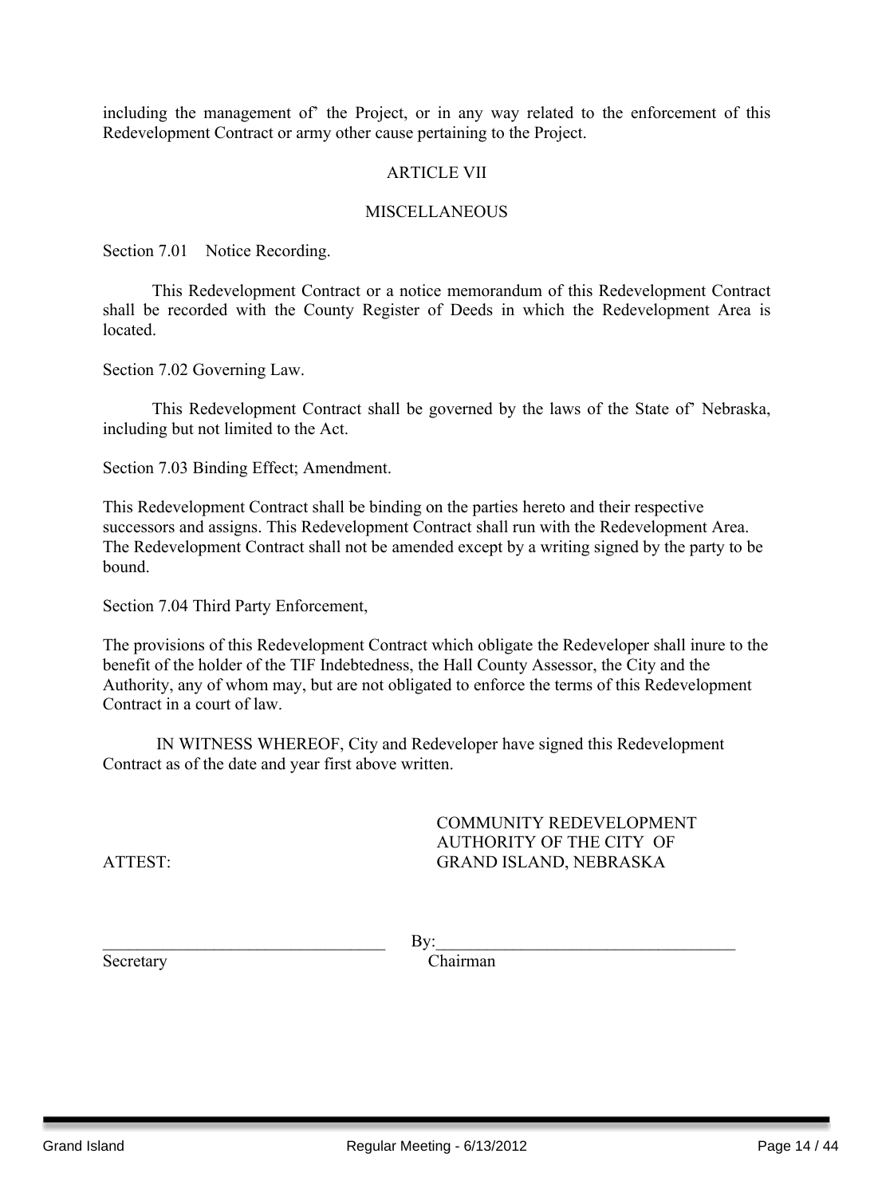including the management of' the Project, or in any way related to the enforcement of this Redevelopment Contract or army other cause pertaining to the Project.

## ARTICLE VII

## MISCELLANEOUS

Section 7.01 Notice Recording.

This Redevelopment Contract or a notice memorandum of this Redevelopment Contract shall be recorded with the County Register of Deeds in which the Redevelopment Area is located.

Section 7.02 Governing Law.

This Redevelopment Contract shall be governed by the laws of the State of' Nebraska, including but not limited to the Act.

Section 7.03 Binding Effect; Amendment.

This Redevelopment Contract shall be binding on the parties hereto and their respective successors and assigns. This Redevelopment Contract shall run with the Redevelopment Area. The Redevelopment Contract shall not be amended except by a writing signed by the party to be bound.

Section 7.04 Third Party Enforcement,

The provisions of this Redevelopment Contract which obligate the Redeveloper shall inure to the benefit of the holder of the TIF Indebtedness, the Hall County Assessor, the City and the Authority, any of whom may, but are not obligated to enforce the terms of this Redevelopment Contract in a court of law.

IN WITNESS WHEREOF, City and Redeveloper have signed this Redevelopment Contract as of the date and year first above written.

COMMUNITY REDEVELOPMENT AUTHORITY OF THE CITY OF GRAND ISLAND, NEBRASKA

ATTEST:

\_\_\_\_\_\_\_\_\_\_\_\_\_\_\_\_\_\_\_\_\_\_\_\_\_\_\_\_\_\_\_\_\_\_
Secretary

By:\_\_\_\_\_\_\_\_\_\_\_\_\_\_\_\_\_\_\_\_\_\_\_\_\_\_\_\_\_\_\_\_\_\_\_
Chairman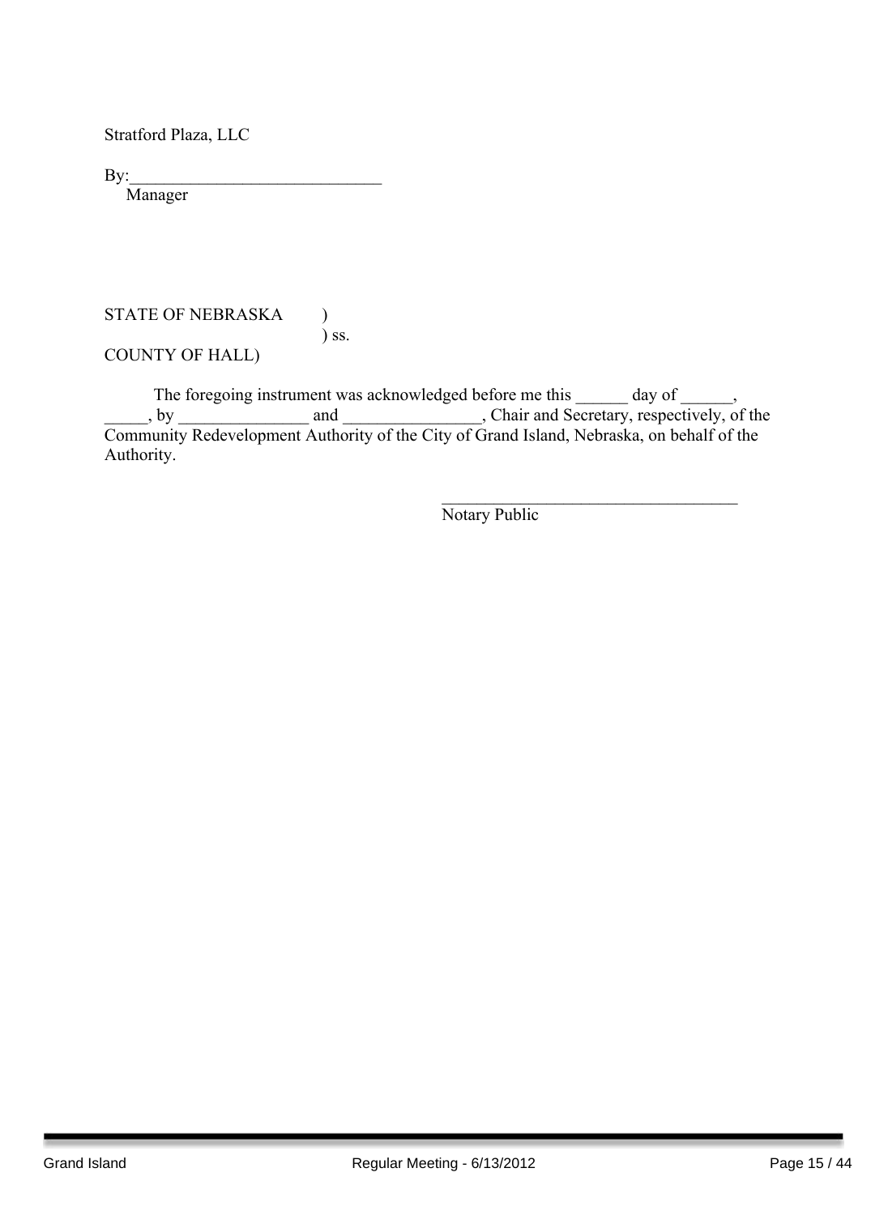Stratford Plaza, LLC

By:_____________________________
Manager

STATE OF NEBRASKA )
) ss.
COUNTY OF HALL)

The foregoing instrument was acknowledged before me this ______ day of ______, _____, by _______________ and ________________, Chair and Secretary, respectively, of the Community Redevelopment Authority of the City of Grand Island, Nebraska, on behalf of the Authority.

___________________________________
Notary Public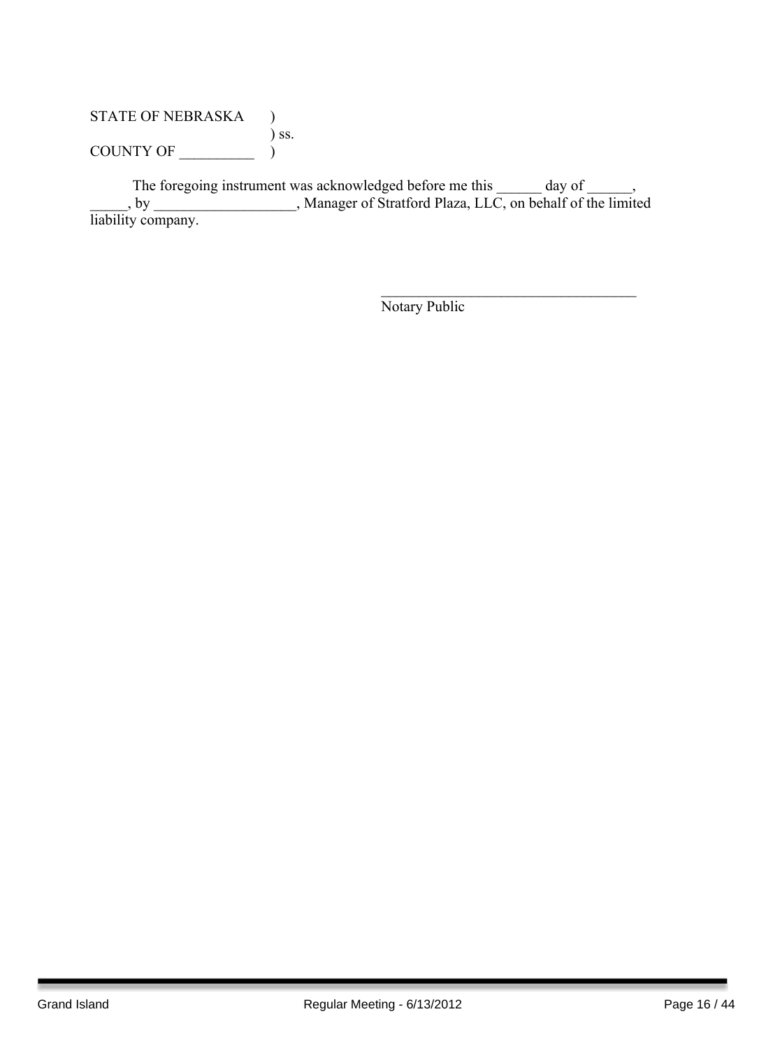STATE OF NEBRASKA )
) ss.
COUNTY OF __________ )

The foregoing instrument was acknowledged before me this ______ day of ______, _____, by ___________________, Manager of Stratford Plaza, LLC, on behalf of the limited liability company.

___________________________________
Notary Public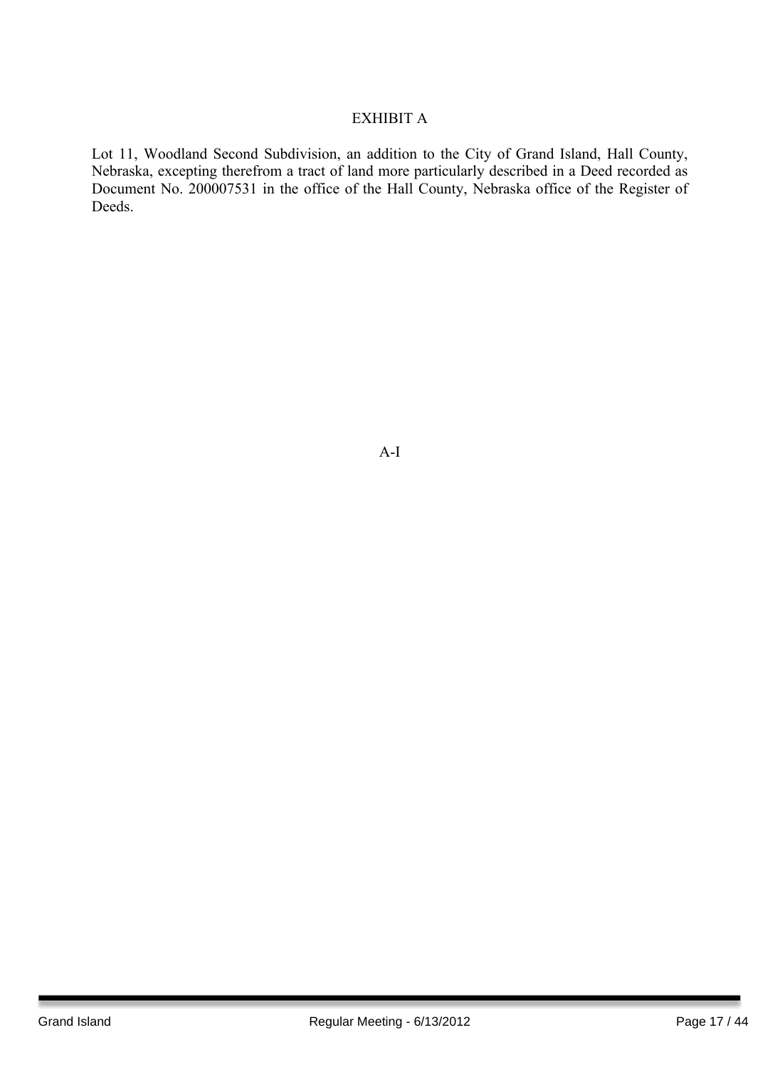EXHIBIT A

Lot 11, Woodland Second Subdivision, an addition to the City of Grand Island, Hall County, Nebraska, excepting therefrom a tract of land more particularly described in a Deed recorded as Document No. 200007531 in the office of the Hall County, Nebraska office of the Register of Deeds.

A-I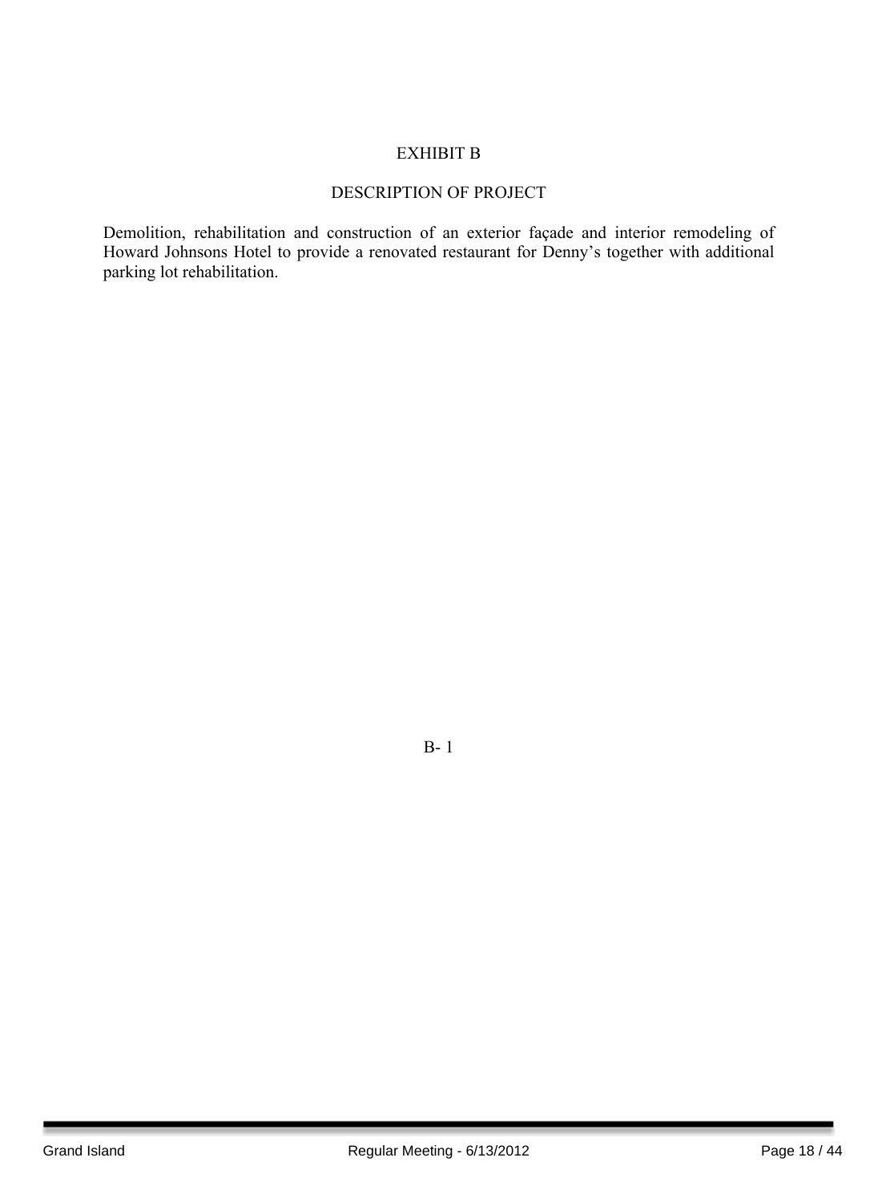# EXHIBIT B

## DESCRIPTION OF PROJECT

Demolition, rehabilitation and construction of an exterior façade and interior remodeling of Howard Johnsons Hotel to provide a renovated restaurant for Denny's together with additional parking lot rehabilitation.

B- 1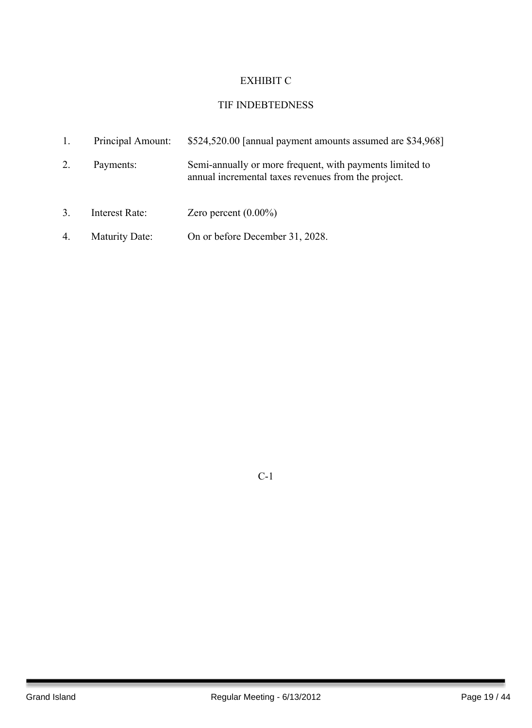# EXHIBIT C

## TIF INDEBTEDNESS

1. Principal Amount: $524,520.00 [annual payment amounts assumed are $34,968]

2. Payments: Semi-annually or more frequent, with payments limited to annual incremental taxes revenues from the project.

3. Interest Rate: Zero percent (0.00%)

4. Maturity Date: On or before December 31, 2028.

C-1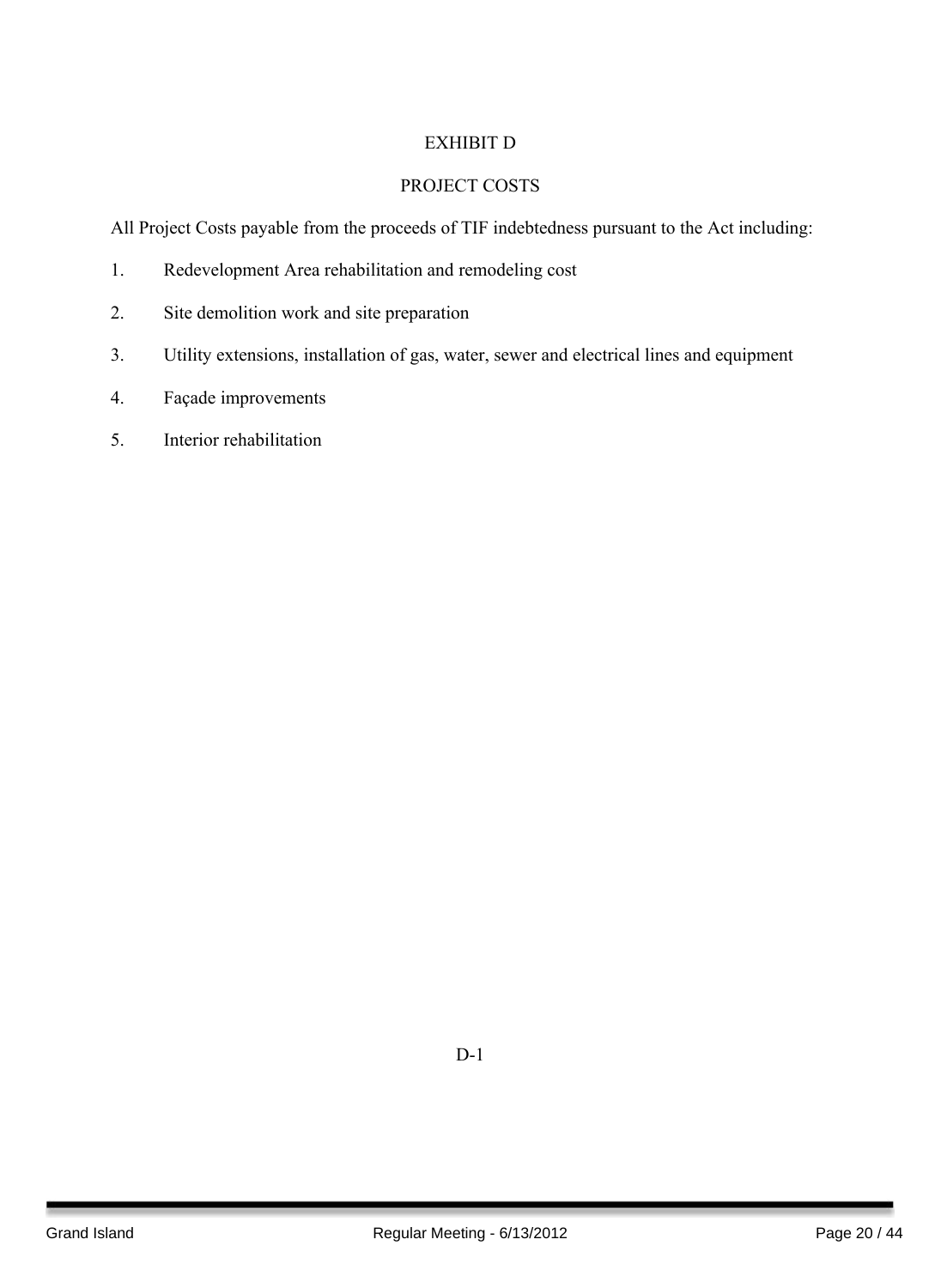# EXHIBIT D

## PROJECT COSTS

All Project Costs payable from the proceeds of TIF indebtedness pursuant to the Act including:

1. Redevelopment Area rehabilitation and remodeling cost
2. Site demolition work and site preparation
3. Utility extensions, installation of gas, water, sewer and electrical lines and equipment
4. Façade improvements
5. Interior rehabilitation

D-1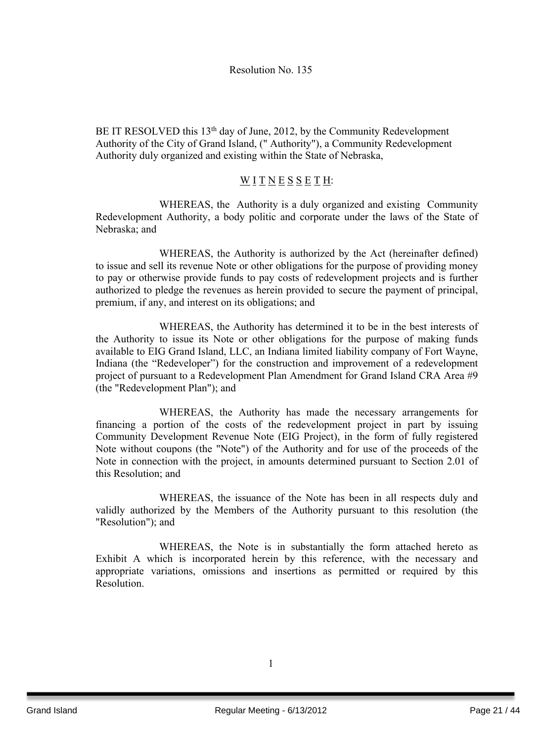Resolution No. 135

BE IT RESOLVED this 13th day of June, 2012, by the Community Redevelopment Authority of the City of Grand Island, (" Authority"), a Community Redevelopment Authority duly organized and existing within the State of Nebraska,

W I T N E S S E T H:

WHEREAS, the Authority is a duly organized and existing Community Redevelopment Authority, a body politic and corporate under the laws of the State of Nebraska; and

WHEREAS, the Authority is authorized by the Act (hereinafter defined) to issue and sell its revenue Note or other obligations for the purpose of providing money to pay or otherwise provide funds to pay costs of redevelopment projects and is further authorized to pledge the revenues as herein provided to secure the payment of principal, premium, if any, and interest on its obligations; and

WHEREAS, the Authority has determined it to be in the best interests of the Authority to issue its Note or other obligations for the purpose of making funds available to EIG Grand Island, LLC, an Indiana limited liability company of Fort Wayne, Indiana (the "Redeveloper") for the construction and improvement of a redevelopment project of pursuant to a Redevelopment Plan Amendment for Grand Island CRA Area #9 (the "Redevelopment Plan"); and

WHEREAS, the Authority has made the necessary arrangements for financing a portion of the costs of the redevelopment project in part by issuing Community Development Revenue Note (EIG Project), in the form of fully registered Note without coupons (the "Note") of the Authority and for use of the proceeds of the Note in connection with the project, in amounts determined pursuant to Section 2.01 of this Resolution; and

WHEREAS, the issuance of the Note has been in all respects duly and validly authorized by the Members of the Authority pursuant to this resolution (the "Resolution"); and

WHEREAS, the Note is in substantially the form attached hereto as Exhibit A which is incorporated herein by this reference, with the necessary and appropriate variations, omissions and insertions as permitted or required by this Resolution.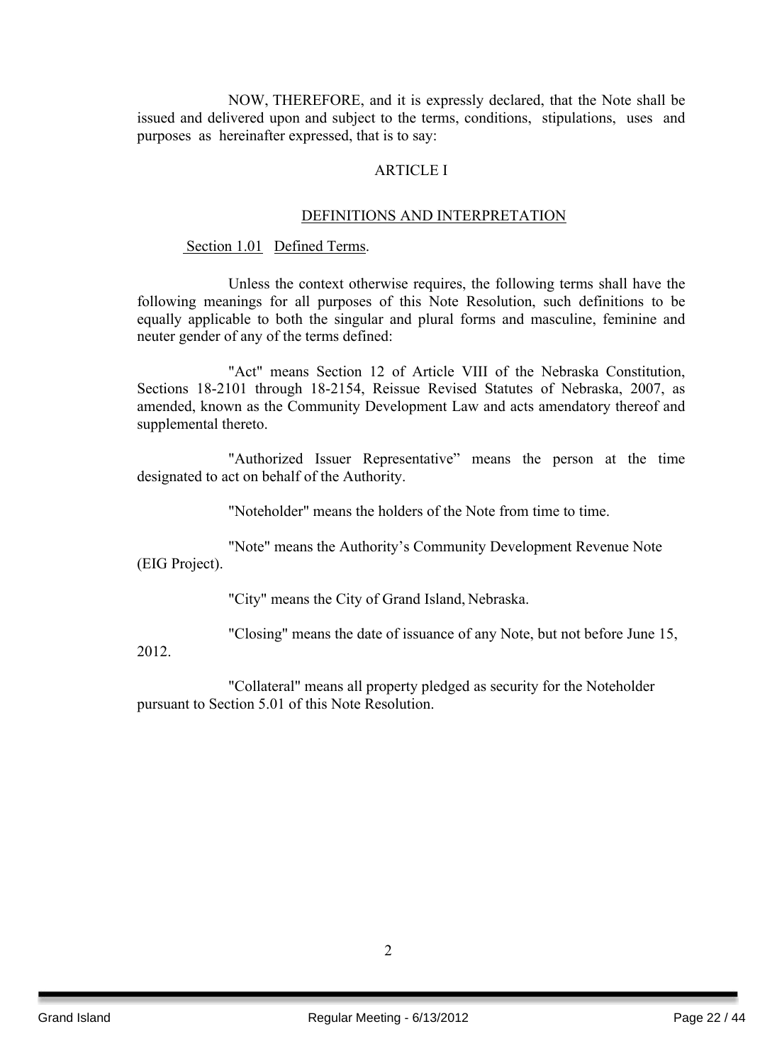NOW, THEREFORE, and it is expressly declared, that the Note shall be issued and delivered upon and subject to the terms, conditions, stipulations, uses and purposes as hereinafter expressed, that is to say:

## ARTICLE I

### DEFINITIONS AND INTERPRETATION

Section 1.01 Defined Terms.

Unless the context otherwise requires, the following terms shall have the following meanings for all purposes of this Note Resolution, such definitions to be equally applicable to both the singular and plural forms and masculine, feminine and neuter gender of any of the terms defined:

"Act" means Section 12 of Article VIII of the Nebraska Constitution, Sections 18-2101 through 18-2154, Reissue Revised Statutes of Nebraska, 2007, as amended, known as the Community Development Law and acts amendatory thereof and supplemental thereto.

"Authorized Issuer Representative" means the person at the time designated to act on behalf of the Authority.

"Noteholder" means the holders of the Note from time to time.

"Note" means the Authority's Community Development Revenue Note (EIG Project).

"City" means the City of Grand Island, Nebraska.

"Closing" means the date of issuance of any Note, but not before June 15, 2012.

"Collateral" means all property pledged as security for the Noteholder pursuant to Section 5.01 of this Note Resolution.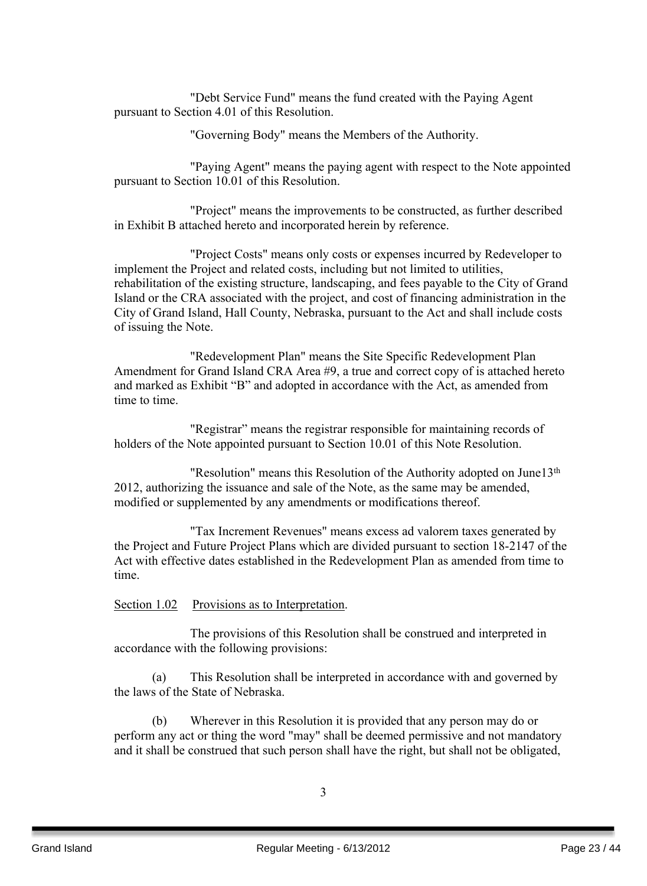"Debt Service Fund" means the fund created with the Paying Agent pursuant to Section 4.01 of this Resolution.

"Governing Body" means the Members of the Authority.

"Paying Agent" means the paying agent with respect to the Note appointed pursuant to Section 10.01 of this Resolution.

"Project" means the improvements to be constructed, as further described in Exhibit B attached hereto and incorporated herein by reference.

"Project Costs" means only costs or expenses incurred by Redeveloper to implement the Project and related costs, including but not limited to utilities, rehabilitation of the existing structure, landscaping, and fees payable to the City of Grand Island or the CRA associated with the project, and cost of financing administration in the City of Grand Island, Hall County, Nebraska, pursuant to the Act and shall include costs of issuing the Note.

"Redevelopment Plan" means the Site Specific Redevelopment Plan Amendment for Grand Island CRA Area #9, a true and correct copy of is attached hereto and marked as Exhibit "B" and adopted in accordance with the Act, as amended from time to time.

"Registrar" means the registrar responsible for maintaining records of holders of the Note appointed pursuant to Section 10.01 of this Note Resolution.

"Resolution" means this Resolution of the Authority adopted on June13th 2012, authorizing the issuance and sale of the Note, as the same may be amended, modified or supplemented by any amendments or modifications thereof.

"Tax Increment Revenues" means excess ad valorem taxes generated by the Project and Future Project Plans which are divided pursuant to section 18-2147 of the Act with effective dates established in the Redevelopment Plan as amended from time to time.

Section 1.02 Provisions as to Interpretation.

The provisions of this Resolution shall be construed and interpreted in accordance with the following provisions:

(a) This Resolution shall be interpreted in accordance with and governed by the laws of the State of Nebraska.

(b) Wherever in this Resolution it is provided that any person may do or perform any act or thing the word "may" shall be deemed permissive and not mandatory and it shall be construed that such person shall have the right, but shall not be obligated,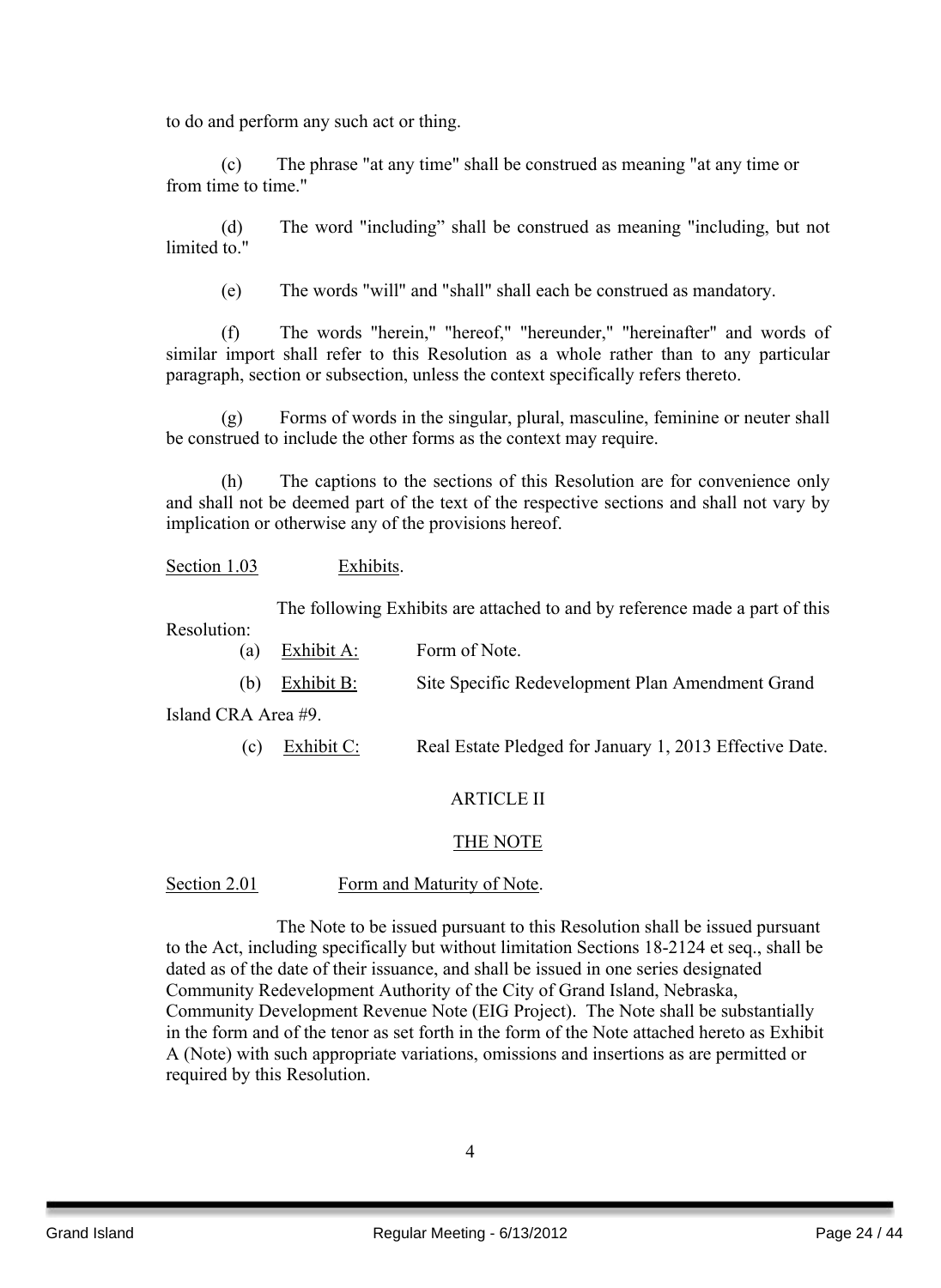to do and perform any such act or thing.

(c) The phrase "at any time" shall be construed as meaning "at any time or from time to time."

(d) The word "including" shall be construed as meaning "including, but not limited to."

(e) The words "will" and "shall" shall each be construed as mandatory.

(f) The words "herein," "hereof," "hereunder," "hereinafter" and words of similar import shall refer to this Resolution as a whole rather than to any particular paragraph, section or subsection, unless the context specifically refers thereto.

(g) Forms of words in the singular, plural, masculine, feminine or neuter shall be construed to include the other forms as the context may require.

(h) The captions to the sections of this Resolution are for convenience only and shall not be deemed part of the text of the respective sections and shall not vary by implication or otherwise any of the provisions hereof.

Section 1.03 Exhibits.

The following Exhibits are attached to and by reference made a part of this Resolution:

(a) Exhibit A: Form of Note.

(b) Exhibit B: Site Specific Redevelopment Plan Amendment Grand Island CRA Area #9.

(c) Exhibit C: Real Estate Pledged for January 1, 2013 Effective Date.

ARTICLE II

THE NOTE

Section 2.01 Form and Maturity of Note.

The Note to be issued pursuant to this Resolution shall be issued pursuant to the Act, including specifically but without limitation Sections 18-2124 et seq., shall be dated as of the date of their issuance, and shall be issued in one series designated Community Redevelopment Authority of the City of Grand Island, Nebraska, Community Development Revenue Note (EIG Project). The Note shall be substantially in the form and of the tenor as set forth in the form of the Note attached hereto as Exhibit A (Note) with such appropriate variations, omissions and insertions as are permitted or required by this Resolution.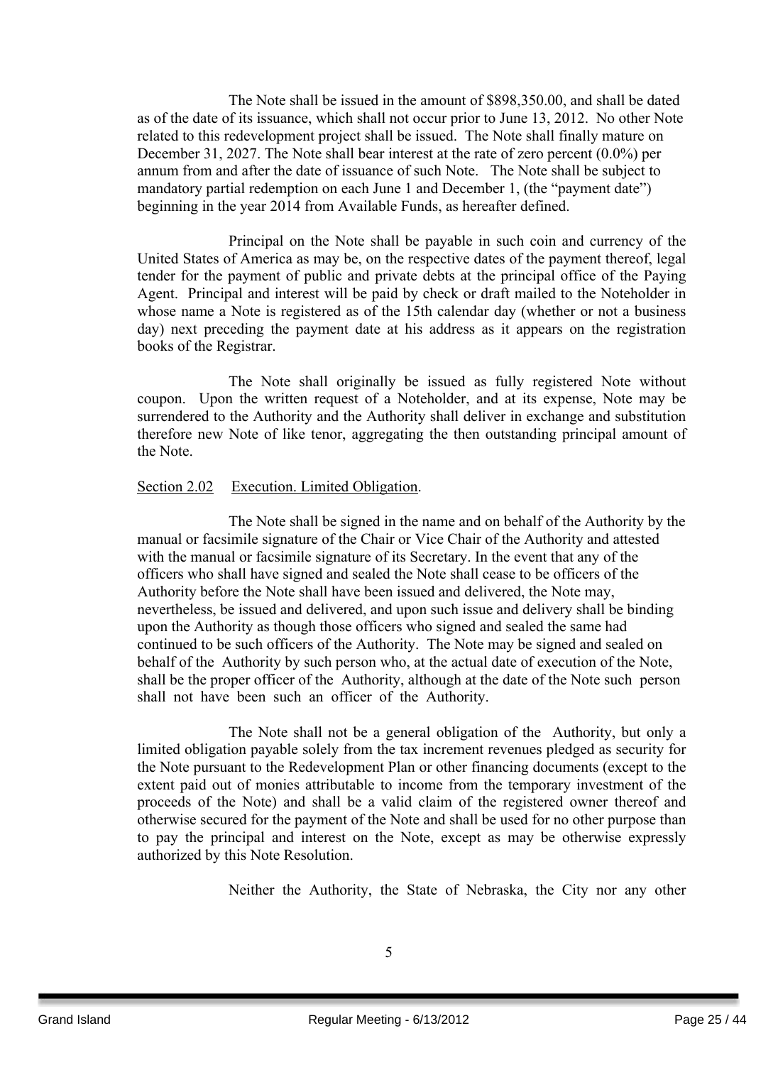The Note shall be issued in the amount of $898,350.00, and shall be dated as of the date of its issuance, which shall not occur prior to June 13, 2012. No other Note related to this redevelopment project shall be issued. The Note shall finally mature on December 31, 2027. The Note shall bear interest at the rate of zero percent (0.0%) per annum from and after the date of issuance of such Note. The Note shall be subject to mandatory partial redemption on each June 1 and December 1, (the "payment date") beginning in the year 2014 from Available Funds, as hereafter defined.

Principal on the Note shall be payable in such coin and currency of the United States of America as may be, on the respective dates of the payment thereof, legal tender for the payment of public and private debts at the principal office of the Paying Agent. Principal and interest will be paid by check or draft mailed to the Noteholder in whose name a Note is registered as of the 15th calendar day (whether or not a business day) next preceding the payment date at his address as it appears on the registration books of the Registrar.

The Note shall originally be issued as fully registered Note without coupon. Upon the written request of a Noteholder, and at its expense, Note may be surrendered to the Authority and the Authority shall deliver in exchange and substitution therefore new Note of like tenor, aggregating the then outstanding principal amount of the Note.

Section 2.02 Execution. Limited Obligation.

The Note shall be signed in the name and on behalf of the Authority by the manual or facsimile signature of the Chair or Vice Chair of the Authority and attested with the manual or facsimile signature of its Secretary. In the event that any of the officers who shall have signed and sealed the Note shall cease to be officers of the Authority before the Note shall have been issued and delivered, the Note may, nevertheless, be issued and delivered, and upon such issue and delivery shall be binding upon the Authority as though those officers who signed and sealed the same had continued to be such officers of the Authority. The Note may be signed and sealed on behalf of the Authority by such person who, at the actual date of execution of the Note, shall be the proper officer of the Authority, although at the date of the Note such person shall not have been such an officer of the Authority.

The Note shall not be a general obligation of the Authority, but only a limited obligation payable solely from the tax increment revenues pledged as security for the Note pursuant to the Redevelopment Plan or other financing documents (except to the extent paid out of monies attributable to income from the temporary investment of the proceeds of the Note) and shall be a valid claim of the registered owner thereof and otherwise secured for the payment of the Note and shall be used for no other purpose than to pay the principal and interest on the Note, except as may be otherwise expressly authorized by this Note Resolution.

Neither the Authority, the State of Nebraska, the City nor any other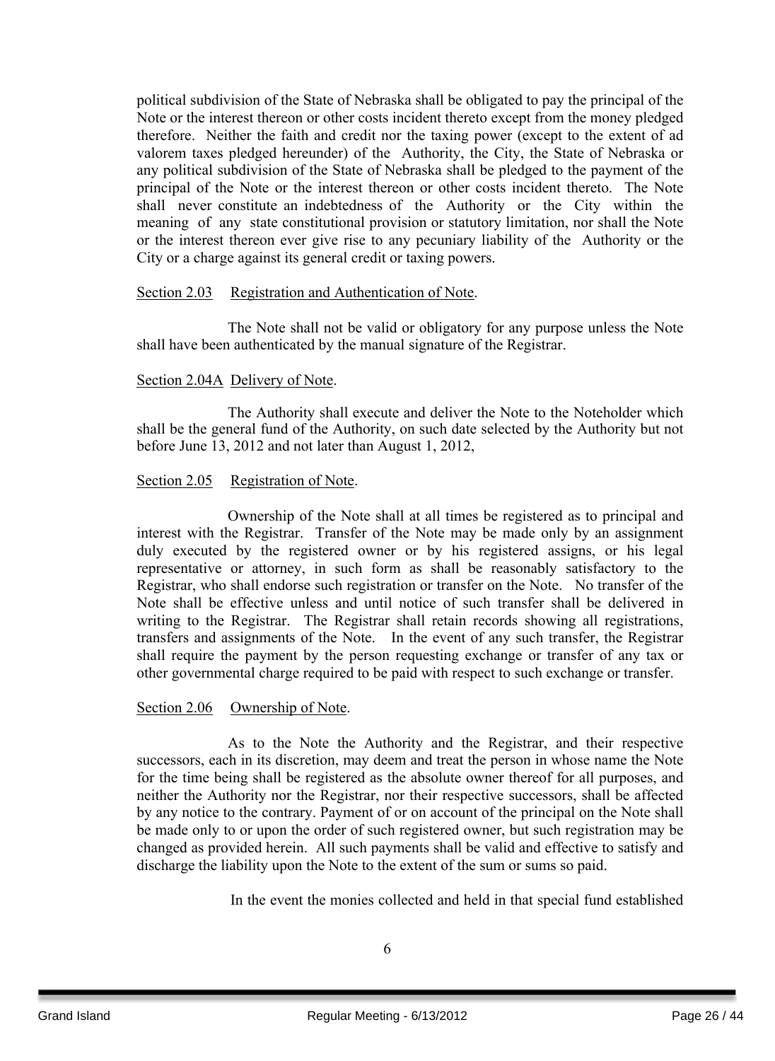political subdivision of the State of Nebraska shall be obligated to pay the principal of the Note or the interest thereon or other costs incident thereto except from the money pledged therefore. Neither the faith and credit nor the taxing power (except to the extent of ad valorem taxes pledged hereunder) of the Authority, the City, the State of Nebraska or any political subdivision of the State of Nebraska shall be pledged to the payment of the principal of the Note or the interest thereon or other costs incident thereto. The Note shall never constitute an indebtedness of the Authority or the City within the meaning of any state constitutional provision or statutory limitation, nor shall the Note or the interest thereon ever give rise to any pecuniary liability of the Authority or the City or a charge against its general credit or taxing powers.

Section 2.03 Registration and Authentication of Note.

The Note shall not be valid or obligatory for any purpose unless the Note shall have been authenticated by the manual signature of the Registrar.

Section 2.04A Delivery of Note.

The Authority shall execute and deliver the Note to the Noteholder which shall be the general fund of the Authority, on such date selected by the Authority but not before June 13, 2012 and not later than August 1, 2012,

Section 2.05 Registration of Note.

Ownership of the Note shall at all times be registered as to principal and interest with the Registrar. Transfer of the Note may be made only by an assignment duly executed by the registered owner or by his registered assigns, or his legal representative or attorney, in such form as shall be reasonably satisfactory to the Registrar, who shall endorse such registration or transfer on the Note. No transfer of the Note shall be effective unless and until notice of such transfer shall be delivered in writing to the Registrar. The Registrar shall retain records showing all registrations, transfers and assignments of the Note. In the event of any such transfer, the Registrar shall require the payment by the person requesting exchange or transfer of any tax or other governmental charge required to be paid with respect to such exchange or transfer.

Section 2.06 Ownership of Note.

As to the Note the Authority and the Registrar, and their respective successors, each in its discretion, may deem and treat the person in whose name the Note for the time being shall be registered as the absolute owner thereof for all purposes, and neither the Authority nor the Registrar, nor their respective successors, shall be affected by any notice to the contrary. Payment of or on account of the principal on the Note shall be made only to or upon the order of such registered owner, but such registration may be changed as provided herein. All such payments shall be valid and effective to satisfy and discharge the liability upon the Note to the extent of the sum or sums so paid.

In the event the monies collected and held in that special fund established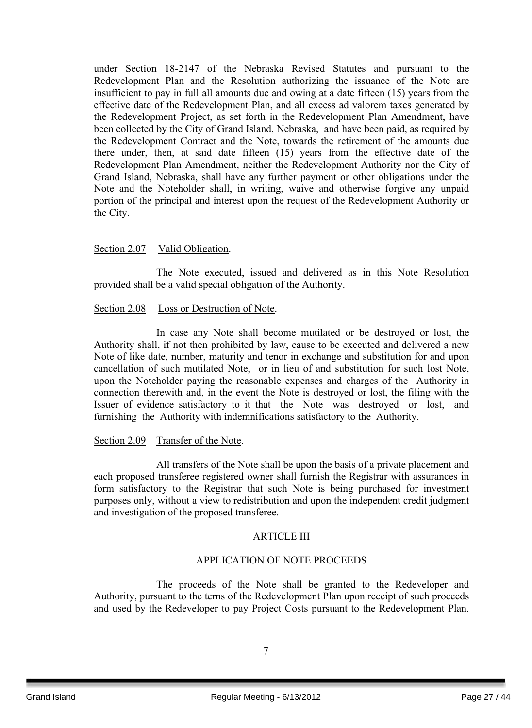under Section 18-2147 of the Nebraska Revised Statutes and pursuant to the Redevelopment Plan and the Resolution authorizing the issuance of the Note are insufficient to pay in full all amounts due and owing at a date fifteen (15) years from the effective date of the Redevelopment Plan, and all excess ad valorem taxes generated by the Redevelopment Project, as set forth in the Redevelopment Plan Amendment, have been collected by the City of Grand Island, Nebraska, and have been paid, as required by the Redevelopment Contract and the Note, towards the retirement of the amounts due there under, then, at said date fifteen (15) years from the effective date of the Redevelopment Plan Amendment, neither the Redevelopment Authority nor the City of Grand Island, Nebraska, shall have any further payment or other obligations under the Note and the Noteholder shall, in writing, waive and otherwise forgive any unpaid portion of the principal and interest upon the request of the Redevelopment Authority or the City.

Section 2.07 Valid Obligation.

The Note executed, issued and delivered as in this Note Resolution provided shall be a valid special obligation of the Authority.

Section 2.08 Loss or Destruction of Note.

In case any Note shall become mutilated or be destroyed or lost, the Authority shall, if not then prohibited by law, cause to be executed and delivered a new Note of like date, number, maturity and tenor in exchange and substitution for and upon cancellation of such mutilated Note, or in lieu of and substitution for such lost Note, upon the Noteholder paying the reasonable expenses and charges of the Authority in connection therewith and, in the event the Note is destroyed or lost, the filing with the Issuer of evidence satisfactory to it that the Note was destroyed or lost, and furnishing the Authority with indemnifications satisfactory to the Authority.

Section 2.09 Transfer of the Note.

All transfers of the Note shall be upon the basis of a private placement and each proposed transferee registered owner shall furnish the Registrar with assurances in form satisfactory to the Registrar that such Note is being purchased for investment purposes only, without a view to redistribution and upon the independent credit judgment and investigation of the proposed transferee.

## ARTICLE III

## APPLICATION OF NOTE PROCEEDS

The proceeds of the Note shall be granted to the Redeveloper and Authority, pursuant to the terns of the Redevelopment Plan upon receipt of such proceeds and used by the Redeveloper to pay Project Costs pursuant to the Redevelopment Plan.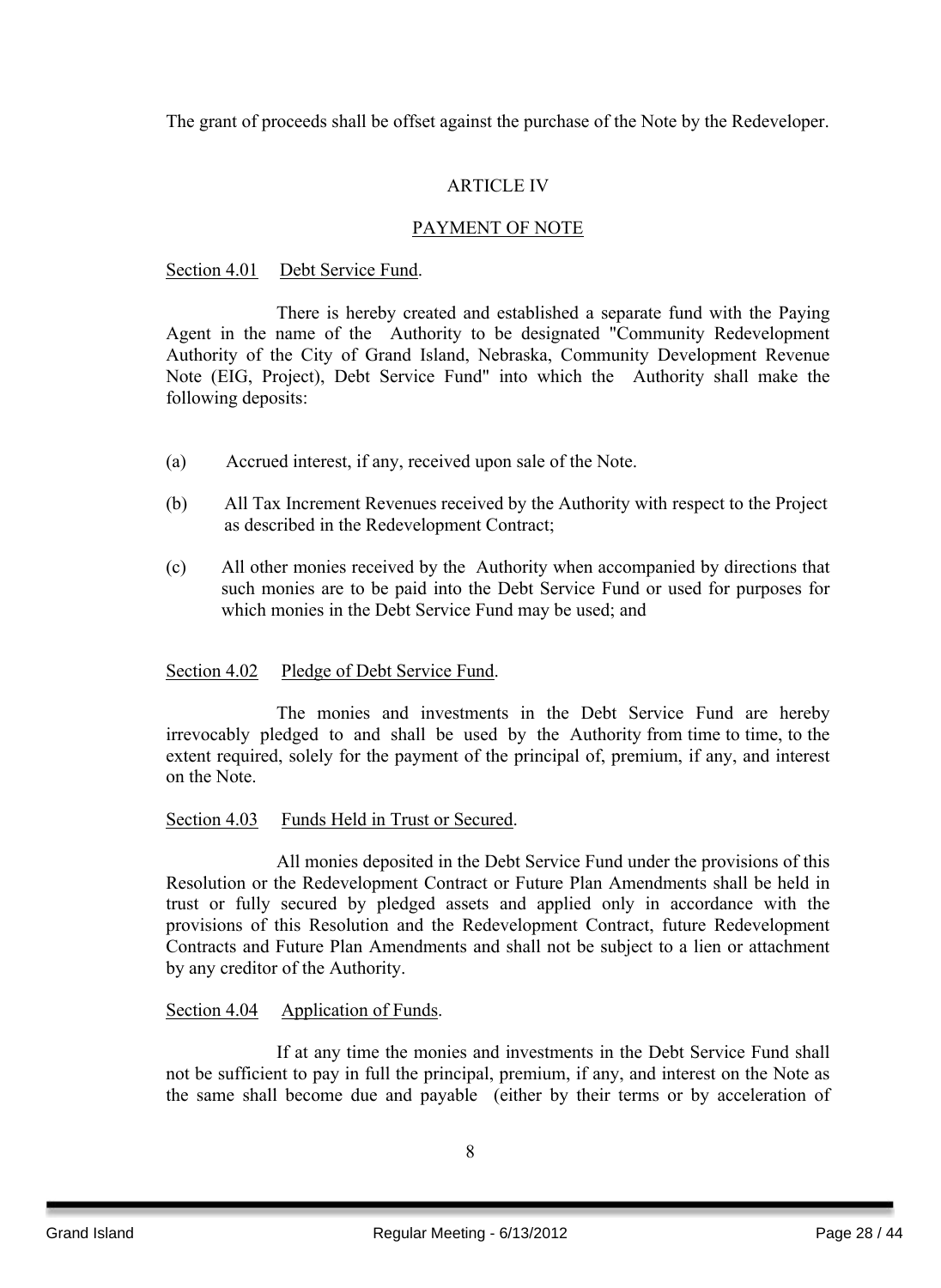The grant of proceeds shall be offset against the purchase of the Note by the Redeveloper.

## ARTICLE IV

## PAYMENT OF NOTE

Section 4.01 Debt Service Fund.

There is hereby created and established a separate fund with the Paying Agent in the name of the Authority to be designated "Community Redevelopment Authority of the City of Grand Island, Nebraska, Community Development Revenue Note (EIG, Project), Debt Service Fund" into which the Authority shall make the following deposits:

(a) Accrued interest, if any, received upon sale of the Note.

(b) All Tax Increment Revenues received by the Authority with respect to the Project as described in the Redevelopment Contract;

(c) All other monies received by the Authority when accompanied by directions that such monies are to be paid into the Debt Service Fund or used for purposes for which monies in the Debt Service Fund may be used; and

Section 4.02 Pledge of Debt Service Fund.

The monies and investments in the Debt Service Fund are hereby irrevocably pledged to and shall be used by the Authority from time to time, to the extent required, solely for the payment of the principal of, premium, if any, and interest on the Note.

Section 4.03 Funds Held in Trust or Secured.

All monies deposited in the Debt Service Fund under the provisions of this Resolution or the Redevelopment Contract or Future Plan Amendments shall be held in trust or fully secured by pledged assets and applied only in accordance with the provisions of this Resolution and the Redevelopment Contract, future Redevelopment Contracts and Future Plan Amendments and shall not be subject to a lien or attachment by any creditor of the Authority.

Section 4.04 Application of Funds.

If at any time the monies and investments in the Debt Service Fund shall not be sufficient to pay in full the principal, premium, if any, and interest on the Note as the same shall become due and payable (either by their terms or by acceleration of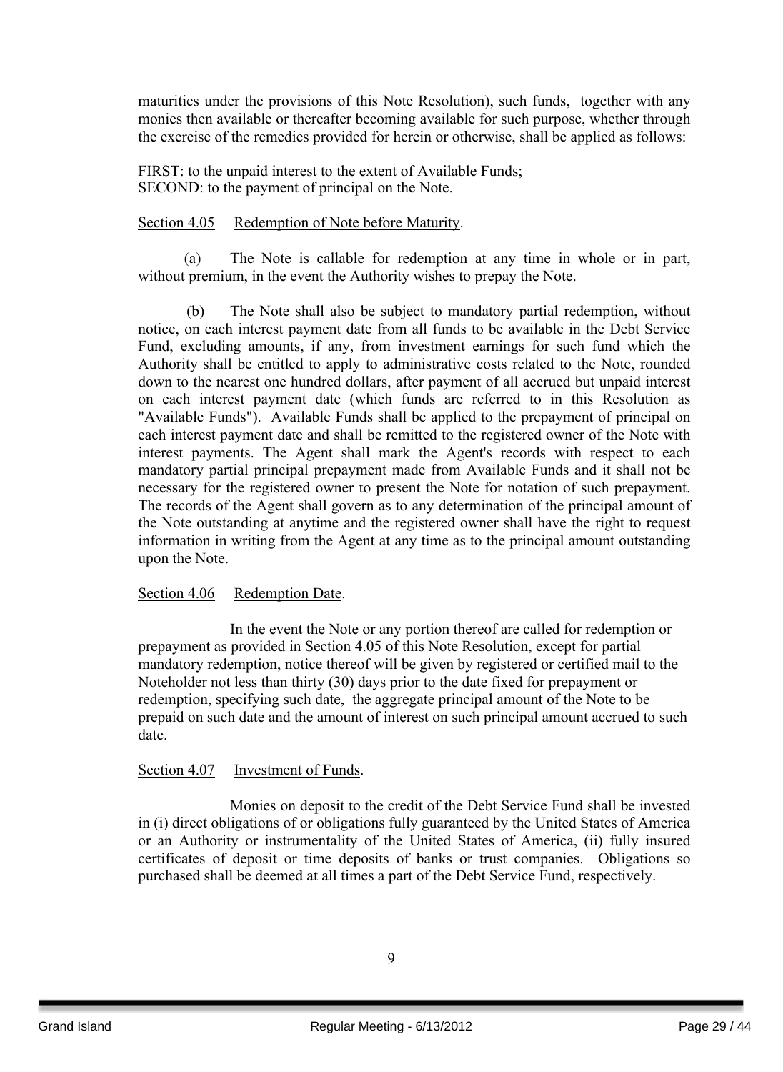maturities under the provisions of this Note Resolution), such funds, together with any monies then available or thereafter becoming available for such purpose, whether through the exercise of the remedies provided for herein or otherwise, shall be applied as follows:

FIRST: to the unpaid interest to the extent of Available Funds;
SECOND: to the payment of principal on the Note.

Section 4.05 Redemption of Note before Maturity.

(a) The Note is callable for redemption at any time in whole or in part, without premium, in the event the Authority wishes to prepay the Note.

(b) The Note shall also be subject to mandatory partial redemption, without notice, on each interest payment date from all funds to be available in the Debt Service Fund, excluding amounts, if any, from investment earnings for such fund which the Authority shall be entitled to apply to administrative costs related to the Note, rounded down to the nearest one hundred dollars, after payment of all accrued but unpaid interest on each interest payment date (which funds are referred to in this Resolution as "Available Funds"). Available Funds shall be applied to the prepayment of principal on each interest payment date and shall be remitted to the registered owner of the Note with interest payments. The Agent shall mark the Agent's records with respect to each mandatory partial principal prepayment made from Available Funds and it shall not be necessary for the registered owner to present the Note for notation of such prepayment. The records of the Agent shall govern as to any determination of the principal amount of the Note outstanding at anytime and the registered owner shall have the right to request information in writing from the Agent at any time as to the principal amount outstanding upon the Note.

Section 4.06 Redemption Date.

In the event the Note or any portion thereof are called for redemption or prepayment as provided in Section 4.05 of this Note Resolution, except for partial mandatory redemption, notice thereof will be given by registered or certified mail to the Noteholder not less than thirty (30) days prior to the date fixed for prepayment or redemption, specifying such date, the aggregate principal amount of the Note to be prepaid on such date and the amount of interest on such principal amount accrued to such date.

Section 4.07 Investment of Funds.

Monies on deposit to the credit of the Debt Service Fund shall be invested in (i) direct obligations of or obligations fully guaranteed by the United States of America or an Authority or instrumentality of the United States of America, (ii) fully insured certificates of deposit or time deposits of banks or trust companies. Obligations so purchased shall be deemed at all times a part of the Debt Service Fund, respectively.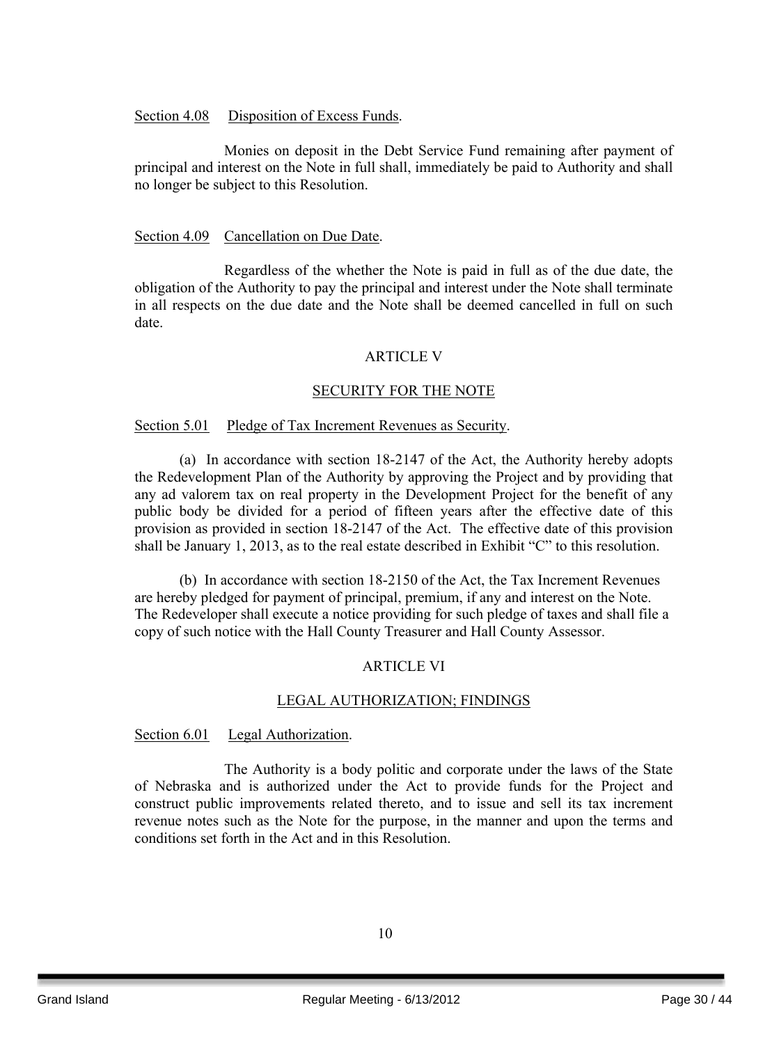Section 4.08 Disposition of Excess Funds.

Monies on deposit in the Debt Service Fund remaining after payment of principal and interest on the Note in full shall, immediately be paid to Authority and shall no longer be subject to this Resolution.

Section 4.09 Cancellation on Due Date.

Regardless of the whether the Note is paid in full as of the due date, the obligation of the Authority to pay the principal and interest under the Note shall terminate in all respects on the due date and the Note shall be deemed cancelled in full on such date.

## ARTICLE V

## SECURITY FOR THE NOTE

Section 5.01 Pledge of Tax Increment Revenues as Security.

(a) In accordance with section 18-2147 of the Act, the Authority hereby adopts the Redevelopment Plan of the Authority by approving the Project and by providing that any ad valorem tax on real property in the Development Project for the benefit of any public body be divided for a period of fifteen years after the effective date of this provision as provided in section 18-2147 of the Act. The effective date of this provision shall be January 1, 2013, as to the real estate described in Exhibit "C" to this resolution.

(b) In accordance with section 18-2150 of the Act, the Tax Increment Revenues are hereby pledged for payment of principal, premium, if any and interest on the Note. The Redeveloper shall execute a notice providing for such pledge of taxes and shall file a copy of such notice with the Hall County Treasurer and Hall County Assessor.

## ARTICLE VI

## LEGAL AUTHORIZATION; FINDINGS

Section 6.01 Legal Authorization.

The Authority is a body politic and corporate under the laws of the State of Nebraska and is authorized under the Act to provide funds for the Project and construct public improvements related thereto, and to issue and sell its tax increment revenue notes such as the Note for the purpose, in the manner and upon the terms and conditions set forth in the Act and in this Resolution.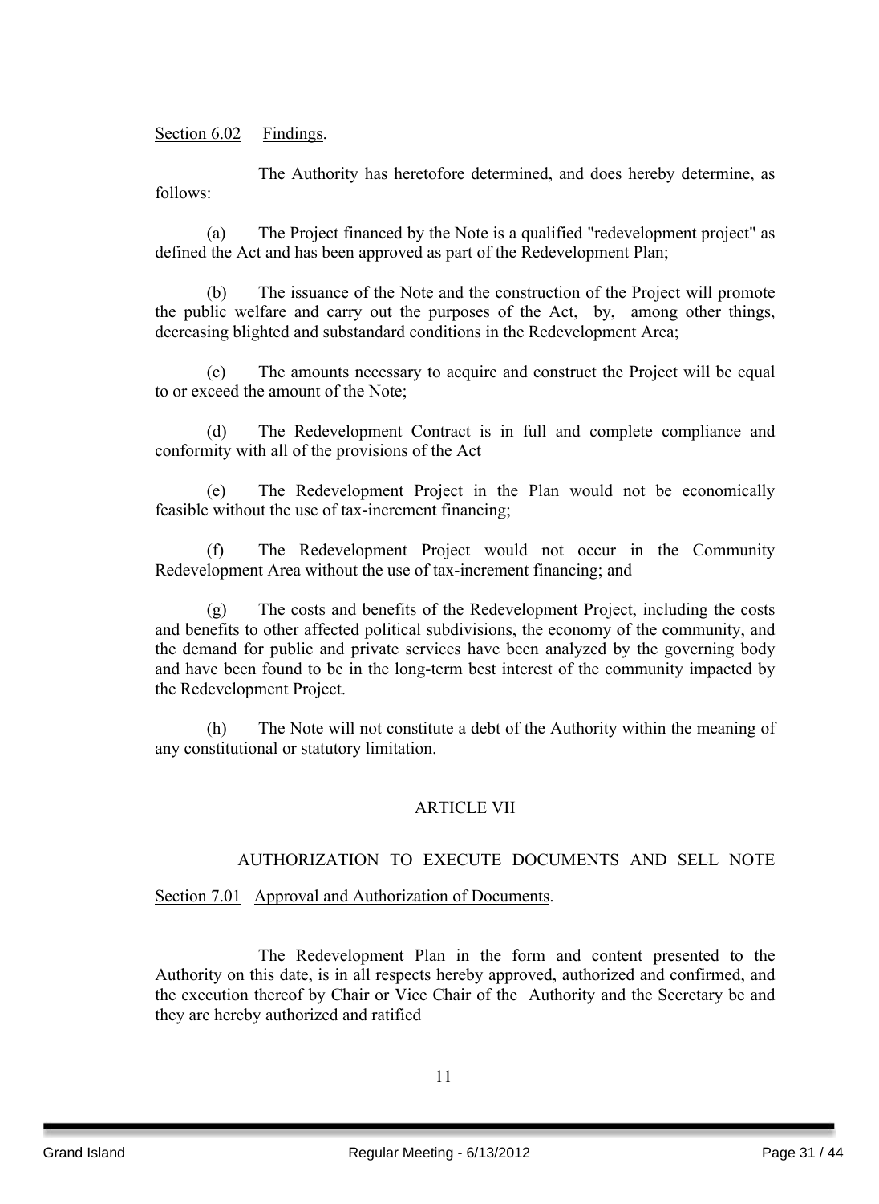Section 6.02 Findings.

The Authority has heretofore determined, and does hereby determine, as follows:

(a) The Project financed by the Note is a qualified "redevelopment project" as defined the Act and has been approved as part of the Redevelopment Plan;

(b) The issuance of the Note and the construction of the Project will promote the public welfare and carry out the purposes of the Act, by, among other things, decreasing blighted and substandard conditions in the Redevelopment Area;

(c) The amounts necessary to acquire and construct the Project will be equal to or exceed the amount of the Note;

(d) The Redevelopment Contract is in full and complete compliance and conformity with all of the provisions of the Act

(e) The Redevelopment Project in the Plan would not be economically feasible without the use of tax-increment financing;

(f) The Redevelopment Project would not occur in the Community Redevelopment Area without the use of tax-increment financing; and

(g) The costs and benefits of the Redevelopment Project, including the costs and benefits to other affected political subdivisions, the economy of the community, and the demand for public and private services have been analyzed by the governing body and have been found to be in the long-term best interest of the community impacted by the Redevelopment Project.

(h) The Note will not constitute a debt of the Authority within the meaning of any constitutional or statutory limitation.

## ARTICLE VII

## AUTHORIZATION TO EXECUTE DOCUMENTS AND SELL NOTE

Section 7.01 Approval and Authorization of Documents.

The Redevelopment Plan in the form and content presented to the Authority on this date, is in all respects hereby approved, authorized and confirmed, and the execution thereof by Chair or Vice Chair of the Authority and the Secretary be and they are hereby authorized and ratified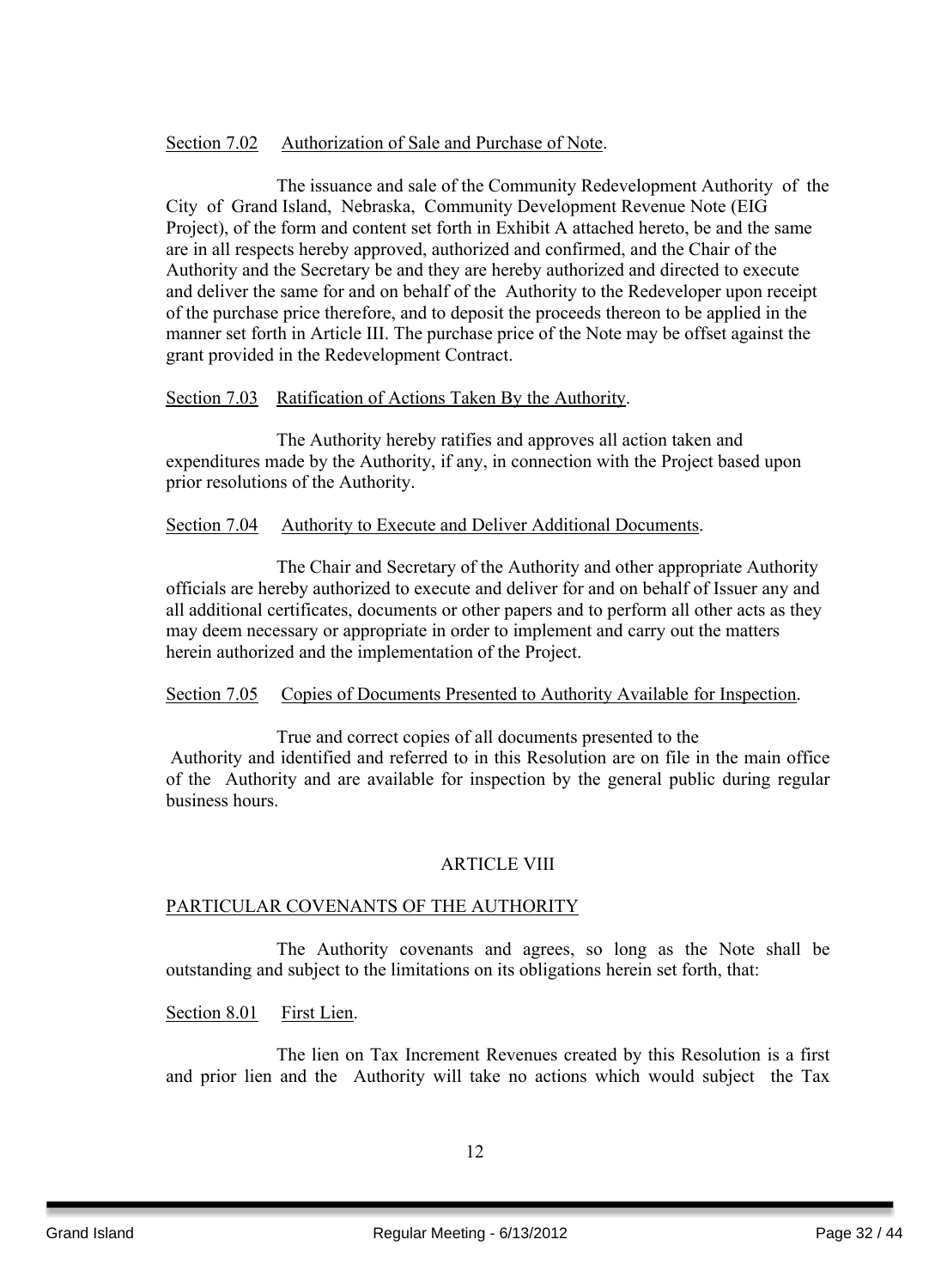Section 7.02 Authorization of Sale and Purchase of Note.

The issuance and sale of the Community Redevelopment Authority of the City of Grand Island, Nebraska, Community Development Revenue Note (EIG Project), of the form and content set forth in Exhibit A attached hereto, be and the same are in all respects hereby approved, authorized and confirmed, and the Chair of the Authority and the Secretary be and they are hereby authorized and directed to execute and deliver the same for and on behalf of the Authority to the Redeveloper upon receipt of the purchase price therefore, and to deposit the proceeds thereon to be applied in the manner set forth in Article III. The purchase price of the Note may be offset against the grant provided in the Redevelopment Contract.

Section 7.03 Ratification of Actions Taken By the Authority.

The Authority hereby ratifies and approves all action taken and expenditures made by the Authority, if any, in connection with the Project based upon prior resolutions of the Authority.

Section 7.04 Authority to Execute and Deliver Additional Documents.

The Chair and Secretary of the Authority and other appropriate Authority officials are hereby authorized to execute and deliver for and on behalf of Issuer any and all additional certificates, documents or other papers and to perform all other acts as they may deem necessary or appropriate in order to implement and carry out the matters herein authorized and the implementation of the Project.

Section 7.05 Copies of Documents Presented to Authority Available for Inspection.

True and correct copies of all documents presented to the Authority and identified and referred to in this Resolution are on file in the main office of the Authority and are available for inspection by the general public during regular business hours.

## ARTICLE VIII

## PARTICULAR COVENANTS OF THE AUTHORITY

The Authority covenants and agrees, so long as the Note shall be outstanding and subject to the limitations on its obligations herein set forth, that:

Section 8.01 First Lien.

The lien on Tax Increment Revenues created by this Resolution is a first and prior lien and the Authority will take no actions which would subject the Tax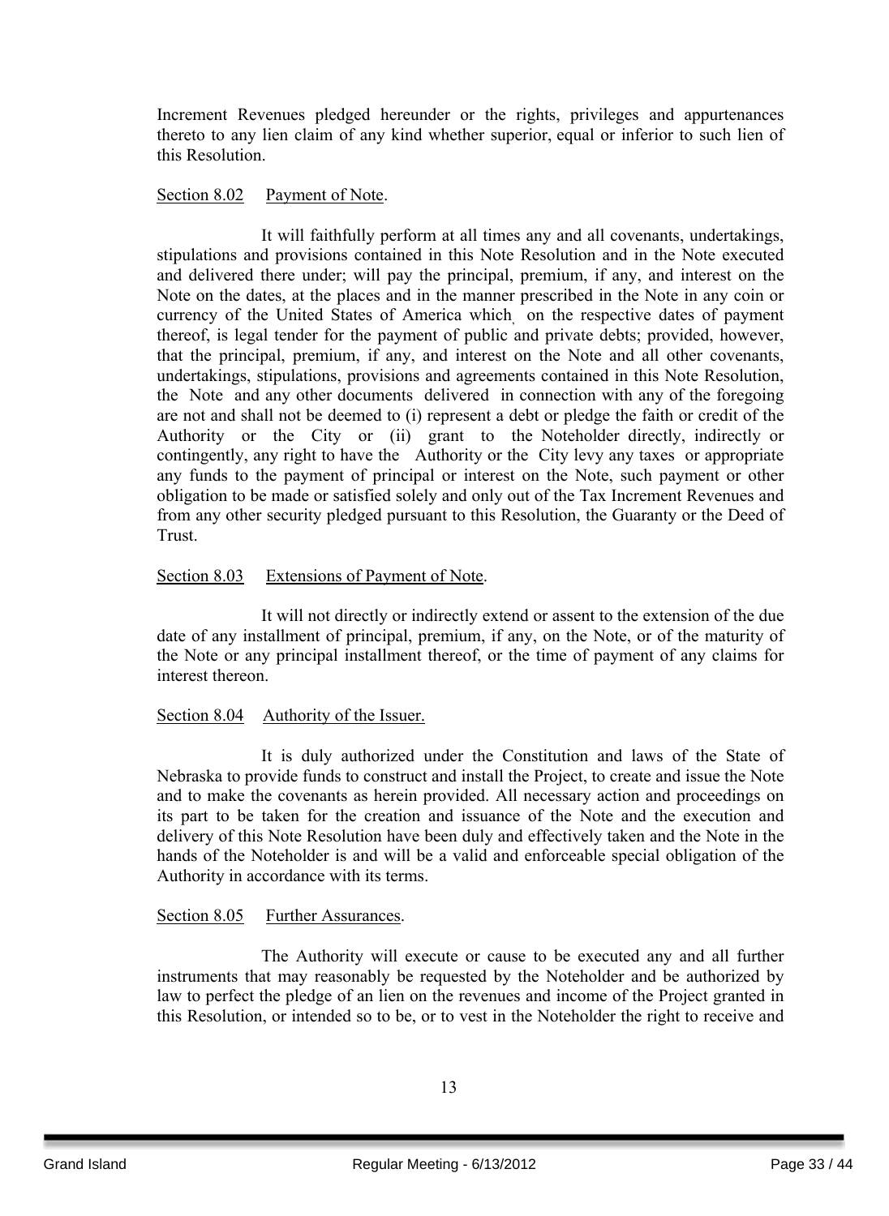Increment Revenues pledged hereunder or the rights, privileges and appurtenances thereto to any lien claim of any kind whether superior, equal or inferior to such lien of this Resolution.

Section 8.02 Payment of Note.

It will faithfully perform at all times any and all covenants, undertakings, stipulations and provisions contained in this Note Resolution and in the Note executed and delivered there under; will pay the principal, premium, if any, and interest on the Note on the dates, at the places and in the manner prescribed in the Note in any coin or currency of the United States of America which, on the respective dates of payment thereof, is legal tender for the payment of public and private debts; provided, however, that the principal, premium, if any, and interest on the Note and all other covenants, undertakings, stipulations, provisions and agreements contained in this Note Resolution, the Note and any other documents delivered in connection with any of the foregoing are not and shall not be deemed to (i) represent a debt or pledge the faith or credit of the Authority or the City or (ii) grant to the Noteholder directly, indirectly or contingently, any right to have the Authority or the City levy any taxes or appropriate any funds to the payment of principal or interest on the Note, such payment or other obligation to be made or satisfied solely and only out of the Tax Increment Revenues and from any other security pledged pursuant to this Resolution, the Guaranty or the Deed of Trust.

Section 8.03 Extensions of Payment of Note.

It will not directly or indirectly extend or assent to the extension of the due date of any installment of principal, premium, if any, on the Note, or of the maturity of the Note or any principal installment thereof, or the time of payment of any claims for interest thereon.

Section 8.04 Authority of the Issuer.

It is duly authorized under the Constitution and laws of the State of Nebraska to provide funds to construct and install the Project, to create and issue the Note and to make the covenants as herein provided. All necessary action and proceedings on its part to be taken for the creation and issuance of the Note and the execution and delivery of this Note Resolution have been duly and effectively taken and the Note in the hands of the Noteholder is and will be a valid and enforceable special obligation of the Authority in accordance with its terms.

Section 8.05 Further Assurances.

The Authority will execute or cause to be executed any and all further instruments that may reasonably be requested by the Noteholder and be authorized by law to perfect the pledge of an lien on the revenues and income of the Project granted in this Resolution, or intended so to be, or to vest in the Noteholder the right to receive and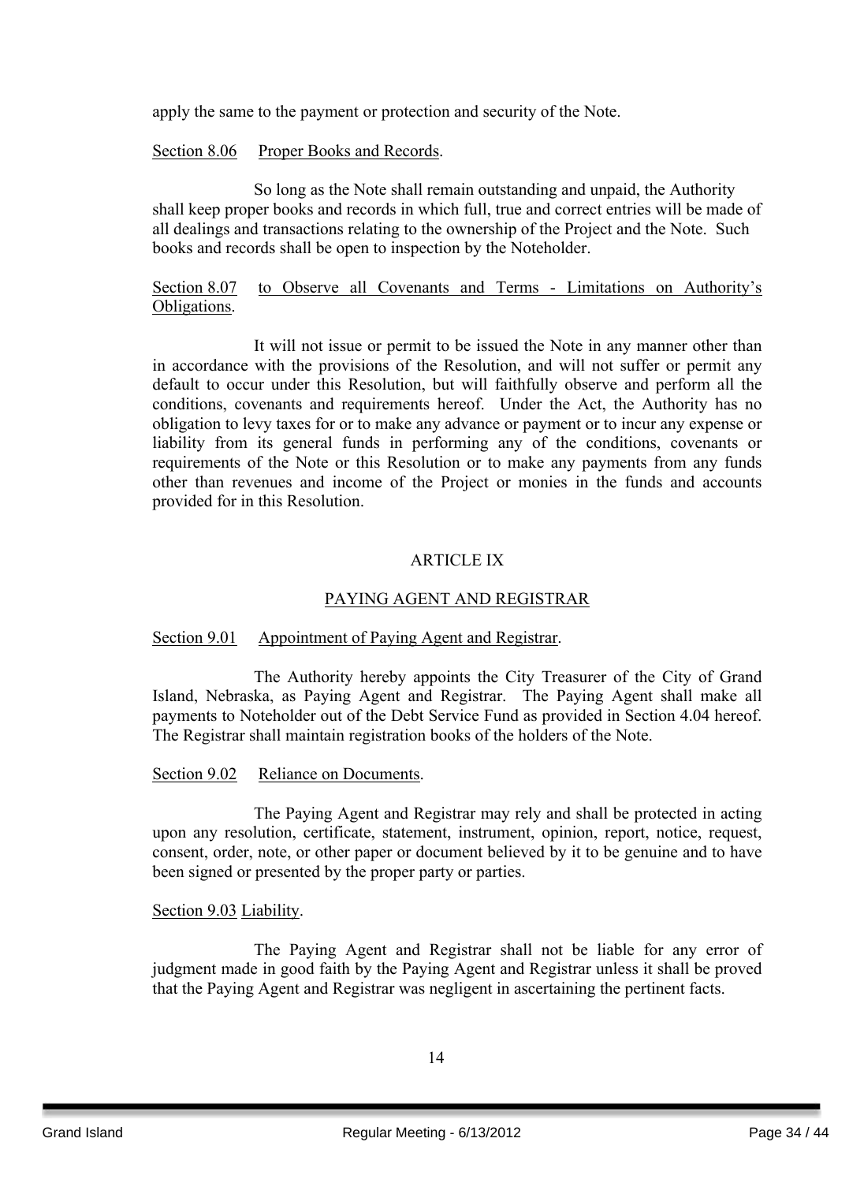apply the same to the payment or protection and security of the Note.

Section 8.06 Proper Books and Records.

So long as the Note shall remain outstanding and unpaid, the Authority shall keep proper books and records in which full, true and correct entries will be made of all dealings and transactions relating to the ownership of the Project and the Note. Such books and records shall be open to inspection by the Noteholder.

Section 8.07 to Observe all Covenants and Terms - Limitations on Authority's Obligations.

It will not issue or permit to be issued the Note in any manner other than in accordance with the provisions of the Resolution, and will not suffer or permit any default to occur under this Resolution, but will faithfully observe and perform all the conditions, covenants and requirements hereof. Under the Act, the Authority has no obligation to levy taxes for or to make any advance or payment or to incur any expense or liability from its general funds in performing any of the conditions, covenants or requirements of the Note or this Resolution or to make any payments from any funds other than revenues and income of the Project or monies in the funds and accounts provided for in this Resolution.

## ARTICLE IX

## PAYING AGENT AND REGISTRAR

Section 9.01 Appointment of Paying Agent and Registrar.

The Authority hereby appoints the City Treasurer of the City of Grand Island, Nebraska, as Paying Agent and Registrar. The Paying Agent shall make all payments to Noteholder out of the Debt Service Fund as provided in Section 4.04 hereof. The Registrar shall maintain registration books of the holders of the Note.

Section 9.02 Reliance on Documents.

The Paying Agent and Registrar may rely and shall be protected in acting upon any resolution, certificate, statement, instrument, opinion, report, notice, request, consent, order, note, or other paper or document believed by it to be genuine and to have been signed or presented by the proper party or parties.

Section 9.03 Liability.

The Paying Agent and Registrar shall not be liable for any error of judgment made in good faith by the Paying Agent and Registrar unless it shall be proved that the Paying Agent and Registrar was negligent in ascertaining the pertinent facts.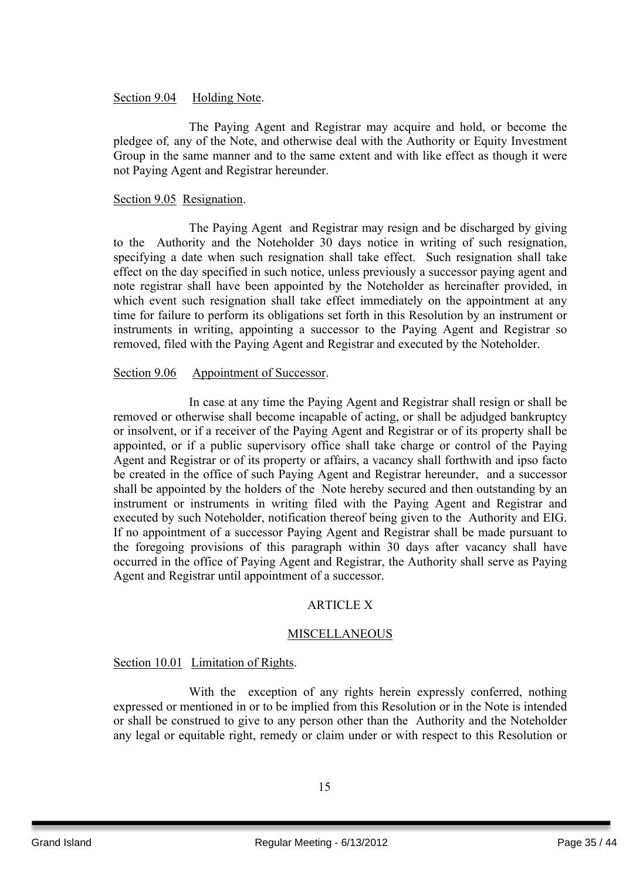Section 9.04 Holding Note.

The Paying Agent and Registrar may acquire and hold, or become the pledgee of, any of the Note, and otherwise deal with the Authority or Equity Investment Group in the same manner and to the same extent and with like effect as though it were not Paying Agent and Registrar hereunder.

Section 9.05 Resignation.

The Paying Agent and Registrar may resign and be discharged by giving to the Authority and the Noteholder 30 days notice in writing of such resignation, specifying a date when such resignation shall take effect. Such resignation shall take effect on the day specified in such notice, unless previously a successor paying agent and note registrar shall have been appointed by the Noteholder as hereinafter provided, in which event such resignation shall take effect immediately on the appointment at any time for failure to perform its obligations set forth in this Resolution by an instrument or instruments in writing, appointing a successor to the Paying Agent and Registrar so removed, filed with the Paying Agent and Registrar and executed by the Noteholder.

Section 9.06 Appointment of Successor.

In case at any time the Paying Agent and Registrar shall resign or shall be removed or otherwise shall become incapable of acting, or shall be adjudged bankruptcy or insolvent, or if a receiver of the Paying Agent and Registrar or of its property shall be appointed, or if a public supervisory office shall take charge or control of the Paying Agent and Registrar or of its property or affairs, a vacancy shall forthwith and ipso facto be created in the office of such Paying Agent and Registrar hereunder, and a successor shall be appointed by the holders of the Note hereby secured and then outstanding by an instrument or instruments in writing filed with the Paying Agent and Registrar and executed by such Noteholder, notification thereof being given to the Authority and EIG. If no appointment of a successor Paying Agent and Registrar shall be made pursuant to the foregoing provisions of this paragraph within 30 days after vacancy shall have occurred in the office of Paying Agent and Registrar, the Authority shall serve as Paying Agent and Registrar until appointment of a successor.

## ARTICLE X

## MISCELLANEOUS

Section 10.01 Limitation of Rights.

With the exception of any rights herein expressly conferred, nothing expressed or mentioned in or to be implied from this Resolution or in the Note is intended or shall be construed to give to any person other than the Authority and the Noteholder any legal or equitable right, remedy or claim under or with respect to this Resolution or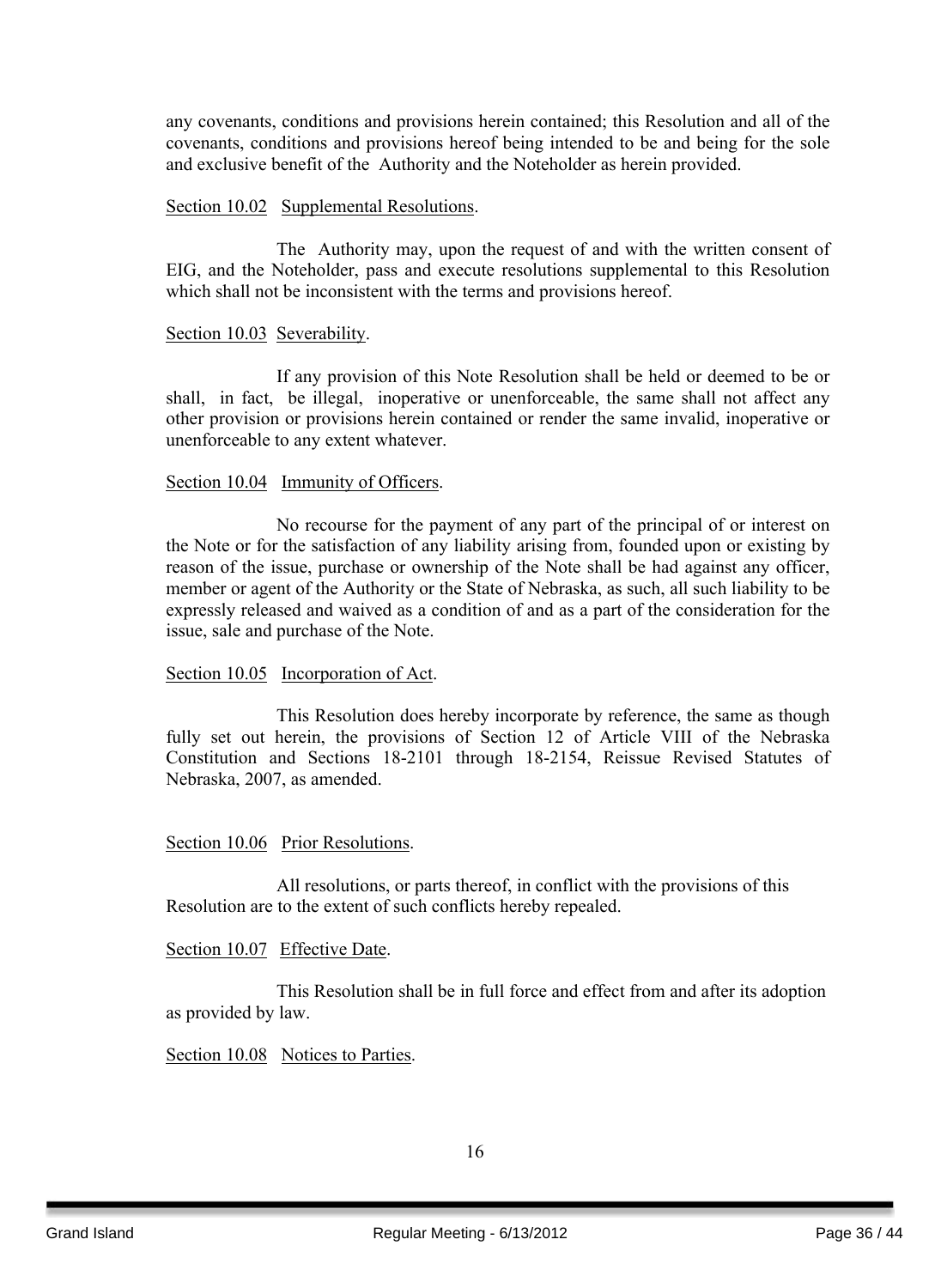any covenants, conditions and provisions herein contained; this Resolution and all of the covenants, conditions and provisions hereof being intended to be and being for the sole and exclusive benefit of the Authority and the Noteholder as herein provided.

Section 10.02 Supplemental Resolutions.

The Authority may, upon the request of and with the written consent of EIG, and the Noteholder, pass and execute resolutions supplemental to this Resolution which shall not be inconsistent with the terms and provisions hereof.

Section 10.03 Severability.

If any provision of this Note Resolution shall be held or deemed to be or shall, in fact, be illegal, inoperative or unenforceable, the same shall not affect any other provision or provisions herein contained or render the same invalid, inoperative or unenforceable to any extent whatever.

Section 10.04 Immunity of Officers.

No recourse for the payment of any part of the principal of or interest on the Note or for the satisfaction of any liability arising from, founded upon or existing by reason of the issue, purchase or ownership of the Note shall be had against any officer, member or agent of the Authority or the State of Nebraska, as such, all such liability to be expressly released and waived as a condition of and as a part of the consideration for the issue, sale and purchase of the Note.

Section 10.05 Incorporation of Act.

This Resolution does hereby incorporate by reference, the same as though fully set out herein, the provisions of Section 12 of Article VIII of the Nebraska Constitution and Sections 18-2101 through 18-2154, Reissue Revised Statutes of Nebraska, 2007, as amended.

Section 10.06 Prior Resolutions.

All resolutions, or parts thereof, in conflict with the provisions of this Resolution are to the extent of such conflicts hereby repealed.

Section 10.07 Effective Date.

This Resolution shall be in full force and effect from and after its adoption as provided by law.

Section 10.08 Notices to Parties.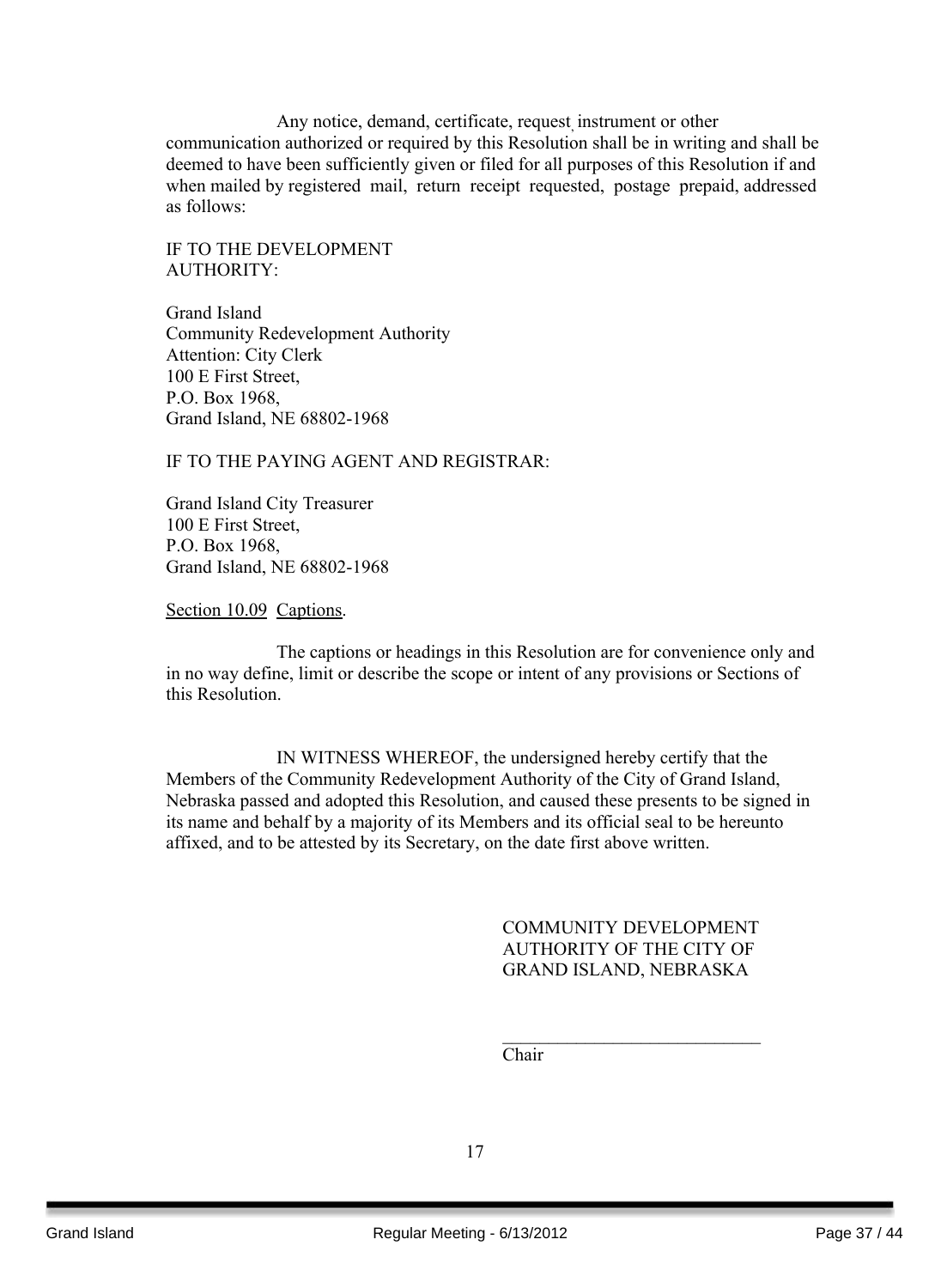Any notice, demand, certificate, request, instrument or other communication authorized or required by this Resolution shall be in writing and shall be deemed to have been sufficiently given or filed for all purposes of this Resolution if and when mailed by registered mail, return receipt requested, postage prepaid, addressed as follows:

IF TO THE DEVELOPMENT AUTHORITY:

Grand Island
Community Redevelopment Authority
Attention: City Clerk
100 E First Street,
P.O. Box 1968,
Grand Island, NE 68802-1968

IF TO THE PAYING AGENT AND REGISTRAR:

Grand Island City Treasurer
100 E First Street,
P.O. Box 1968,
Grand Island, NE 68802-1968

Section 10.09 Captions.

The captions or headings in this Resolution are for convenience only and in no way define, limit or describe the scope or intent of any provisions or Sections of this Resolution.

IN WITNESS WHEREOF, the undersigned hereby certify that the Members of the Community Redevelopment Authority of the City of Grand Island, Nebraska passed and adopted this Resolution, and caused these presents to be signed in its name and behalf by a majority of its Members and its official seal to be hereunto affixed, and to be attested by its Secretary, on the date first above written.

COMMUNITY DEVELOPMENT
AUTHORITY OF THE CITY OF
GRAND ISLAND, NEBRASKA

\_\_\_\_\_\_\_\_\_\_\_\_\_\_\_\_\_\_\_\_\_\_\_\_\_\_\_\_
Chair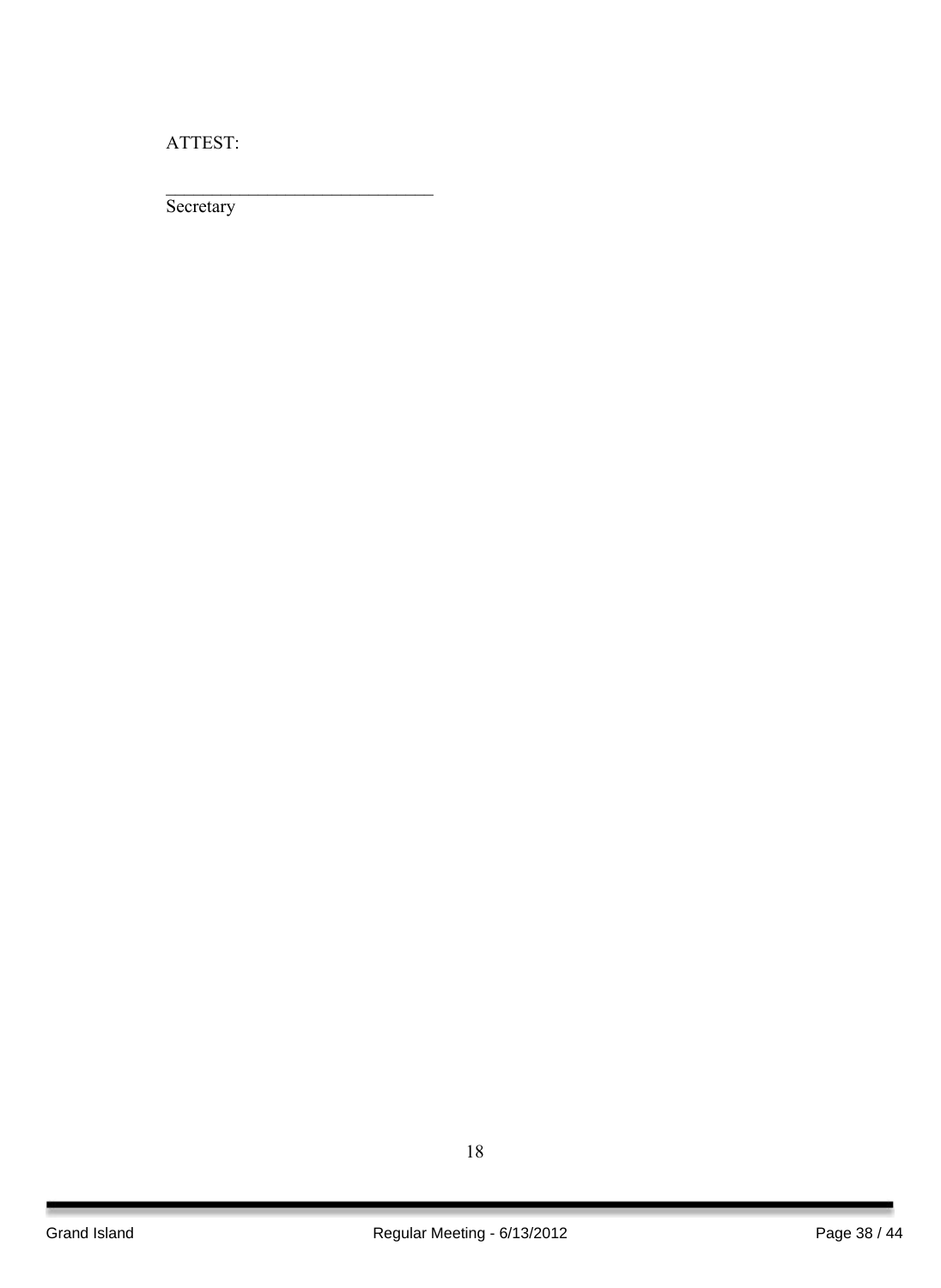ATTEST:

______________________________
Secretary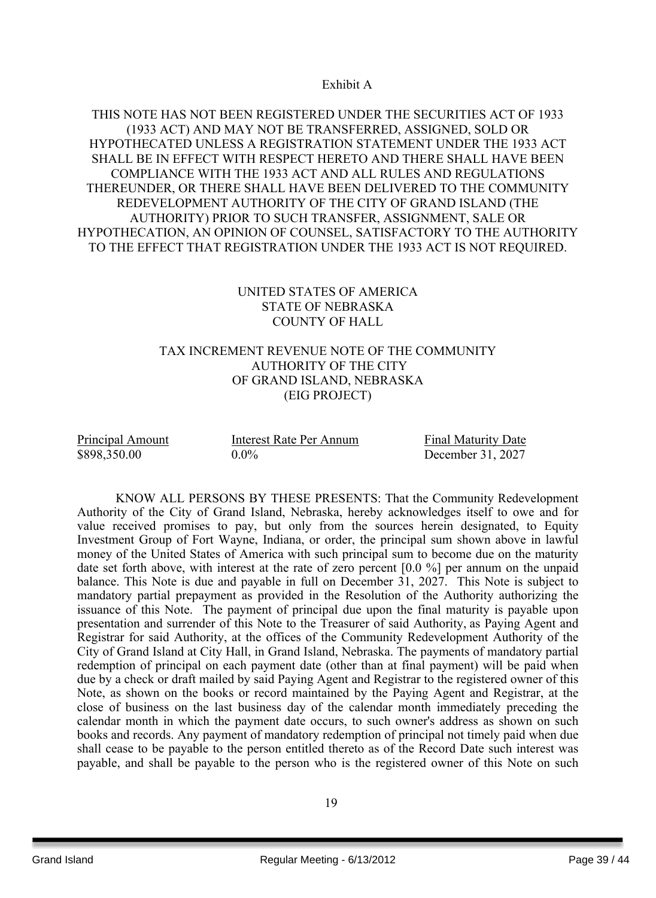Exhibit A

THIS NOTE HAS NOT BEEN REGISTERED UNDER THE SECURITIES ACT OF 1933 (1933 ACT) AND MAY NOT BE TRANSFERRED, ASSIGNED, SOLD OR HYPOTHECATED UNLESS A REGISTRATION STATEMENT UNDER THE 1933 ACT SHALL BE IN EFFECT WITH RESPECT HERETO AND THERE SHALL HAVE BEEN COMPLIANCE WITH THE 1933 ACT AND ALL RULES AND REGULATIONS THEREUNDER, OR THERE SHALL HAVE BEEN DELIVERED TO THE COMMUNITY REDEVELOPMENT AUTHORITY OF THE CITY OF GRAND ISLAND (THE AUTHORITY) PRIOR TO SUCH TRANSFER, ASSIGNMENT, SALE OR HYPOTHECATION, AN OPINION OF COUNSEL, SATISFACTORY TO THE AUTHORITY TO THE EFFECT THAT REGISTRATION UNDER THE 1933 ACT IS NOT REQUIRED.

UNITED STATES OF AMERICA
STATE OF NEBRASKA
COUNTY OF HALL

TAX INCREMENT REVENUE NOTE OF THE COMMUNITY AUTHORITY OF THE CITY OF GRAND ISLAND, NEBRASKA
(EIG PROJECT)

| Principal Amount | Interest Rate Per Annum | Final Maturity Date |
|---|---|---|
| $898,350.00 | 0.0% | December 31, 2027 |

KNOW ALL PERSONS BY THESE PRESENTS: That the Community Redevelopment Authority of the City of Grand Island, Nebraska, hereby acknowledges itself to owe and for value received promises to pay, but only from the sources herein designated, to Equity Investment Group of Fort Wayne, Indiana, or order, the principal sum shown above in lawful money of the United States of America with such principal sum to become due on the maturity date set forth above, with interest at the rate of zero percent [0.0 %] per annum on the unpaid balance. This Note is due and payable in full on December 31, 2027. This Note is subject to mandatory partial prepayment as provided in the Resolution of the Authority authorizing the issuance of this Note. The payment of principal due upon the final maturity is payable upon presentation and surrender of this Note to the Treasurer of said Authority, as Paying Agent and Registrar for said Authority, at the offices of the Community Redevelopment Authority of the City of Grand Island at City Hall, in Grand Island, Nebraska. The payments of mandatory partial redemption of principal on each payment date (other than at final payment) will be paid when due by a check or draft mailed by said Paying Agent and Registrar to the registered owner of this Note, as shown on the books or record maintained by the Paying Agent and Registrar, at the close of business on the last business day of the calendar month immediately preceding the calendar month in which the payment date occurs, to such owner's address as shown on such books and records. Any payment of mandatory redemption of principal not timely paid when due shall cease to be payable to the person entitled thereto as of the Record Date such interest was payable, and shall be payable to the person who is the registered owner of this Note on such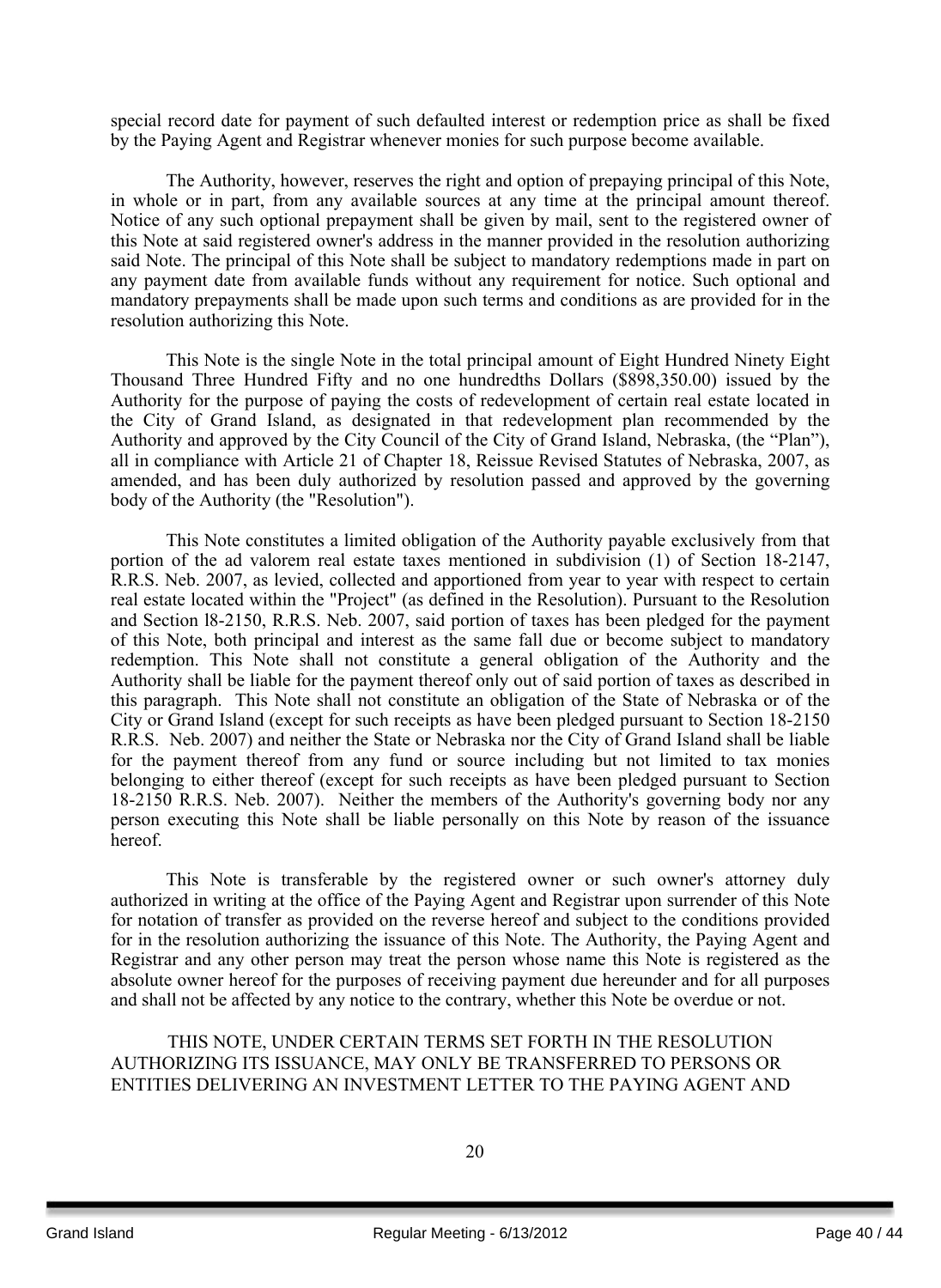special record date for payment of such defaulted interest or redemption price as shall be fixed by the Paying Agent and Registrar whenever monies for such purpose become available.

The Authority, however, reserves the right and option of prepaying principal of this Note, in whole or in part, from any available sources at any time at the principal amount thereof. Notice of any such optional prepayment shall be given by mail, sent to the registered owner of this Note at said registered owner's address in the manner provided in the resolution authorizing said Note. The principal of this Note shall be subject to mandatory redemptions made in part on any payment date from available funds without any requirement for notice. Such optional and mandatory prepayments shall be made upon such terms and conditions as are provided for in the resolution authorizing this Note.

This Note is the single Note in the total principal amount of Eight Hundred Ninety Eight Thousand Three Hundred Fifty and no one hundredths Dollars ($898,350.00) issued by the Authority for the purpose of paying the costs of redevelopment of certain real estate located in the City of Grand Island, as designated in that redevelopment plan recommended by the Authority and approved by the City Council of the City of Grand Island, Nebraska, (the "Plan"), all in compliance with Article 21 of Chapter 18, Reissue Revised Statutes of Nebraska, 2007, as amended, and has been duly authorized by resolution passed and approved by the governing body of the Authority (the "Resolution").

This Note constitutes a limited obligation of the Authority payable exclusively from that portion of the ad valorem real estate taxes mentioned in subdivision (1) of Section 18-2147, R.R.S. Neb. 2007, as levied, collected and apportioned from year to year with respect to certain real estate located within the "Project" (as defined in the Resolution). Pursuant to the Resolution and Section l8-2150, R.R.S. Neb. 2007, said portion of taxes has been pledged for the payment of this Note, both principal and interest as the same fall due or become subject to mandatory redemption. This Note shall not constitute a general obligation of the Authority and the Authority shall be liable for the payment thereof only out of said portion of taxes as described in this paragraph. This Note shall not constitute an obligation of the State of Nebraska or of the City or Grand Island (except for such receipts as have been pledged pursuant to Section 18-2150 R.R.S. Neb. 2007) and neither the State or Nebraska nor the City of Grand Island shall be liable for the payment thereof from any fund or source including but not limited to tax monies belonging to either thereof (except for such receipts as have been pledged pursuant to Section 18-2150 R.R.S. Neb. 2007). Neither the members of the Authority's governing body nor any person executing this Note shall be liable personally on this Note by reason of the issuance hereof.

This Note is transferable by the registered owner or such owner's attorney duly authorized in writing at the office of the Paying Agent and Registrar upon surrender of this Note for notation of transfer as provided on the reverse hereof and subject to the conditions provided for in the resolution authorizing the issuance of this Note. The Authority, the Paying Agent and Registrar and any other person may treat the person whose name this Note is registered as the absolute owner hereof for the purposes of receiving payment due hereunder and for all purposes and shall not be affected by any notice to the contrary, whether this Note be overdue or not.

THIS NOTE, UNDER CERTAIN TERMS SET FORTH IN THE RESOLUTION AUTHORIZING ITS ISSUANCE, MAY ONLY BE TRANSFERRED TO PERSONS OR ENTITIES DELIVERING AN INVESTMENT LETTER TO THE PAYING AGENT AND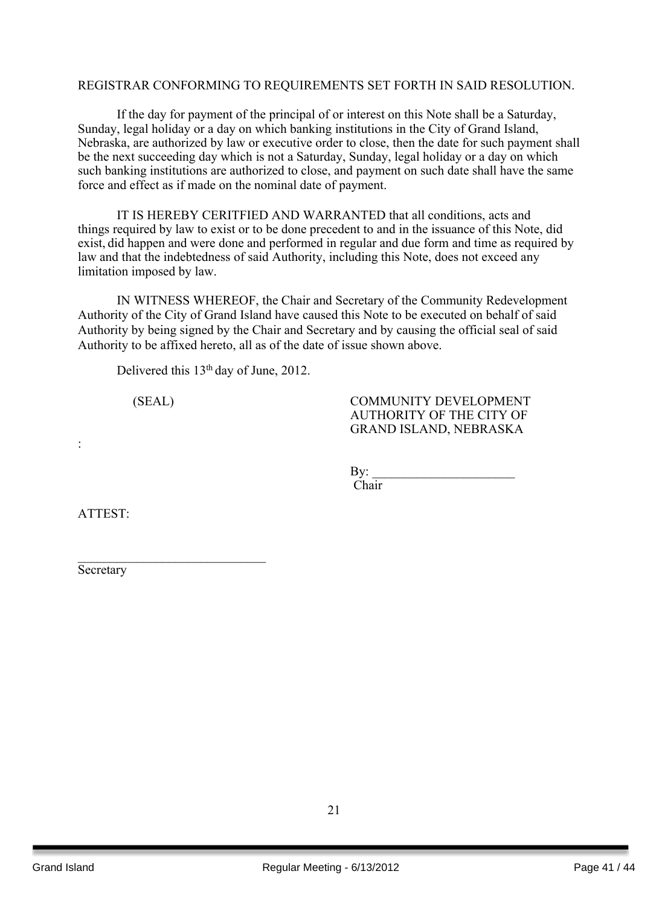REGISTRAR CONFORMING TO REQUIREMENTS SET FORTH IN SAID RESOLUTION.

If the day for payment of the principal of or interest on this Note shall be a Saturday, Sunday, legal holiday or a day on which banking institutions in the City of Grand Island, Nebraska, are authorized by law or executive order to close, then the date for such payment shall be the next succeeding day which is not a Saturday, Sunday, legal holiday or a day on which such banking institutions are authorized to close, and payment on such date shall have the same force and effect as if made on the nominal date of payment.

IT IS HEREBY CERITFIED AND WARRANTED that all conditions, acts and things required by law to exist or to be done precedent to and in the issuance of this Note, did exist, did happen and were done and performed in regular and due form and time as required by law and that the indebtedness of said Authority, including this Note, does not exceed any limitation imposed by law.

IN WITNESS WHEREOF, the Chair and Secretary of the Community Redevelopment Authority of the City of Grand Island have caused this Note to be executed on behalf of said Authority by being signed by the Chair and Secretary and by causing the official seal of said Authority to be affixed hereto, all as of the date of issue shown above.

Delivered this 13th day of June, 2012.

(SEAL)

COMMUNITY DEVELOPMENT AUTHORITY OF THE CITY OF GRAND ISLAND, NEBRASKA

:

By: ______________________
Chair

ATTEST:

______________________________
Secretary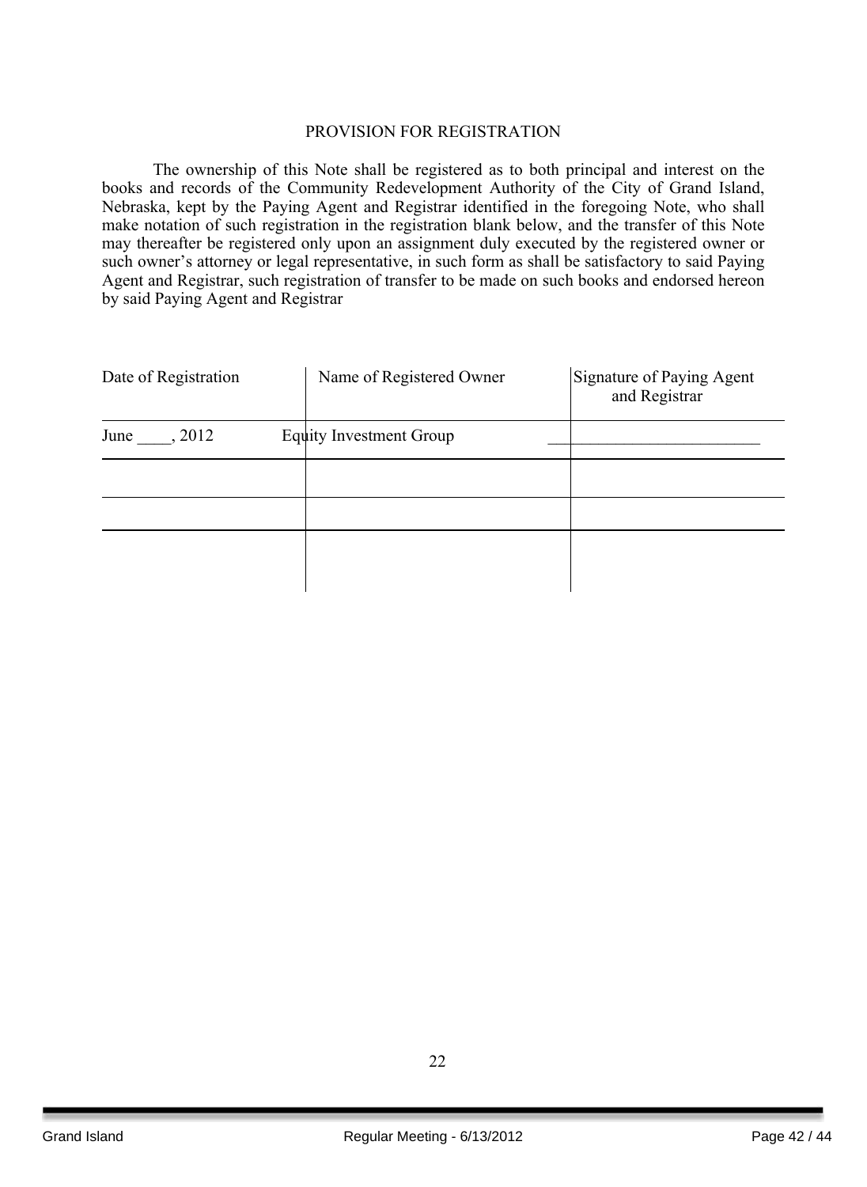## PROVISION FOR REGISTRATION

The ownership of this Note shall be registered as to both principal and interest on the books and records of the Community Redevelopment Authority of the City of Grand Island, Nebraska, kept by the Paying Agent and Registrar identified in the foregoing Note, who shall make notation of such registration in the registration blank below, and the transfer of this Note may thereafter be registered only upon an assignment duly executed by the registered owner or such owner's attorney or legal representative, in such form as shall be satisfactory to said Paying Agent and Registrar, such registration of transfer to be made on such books and endorsed hereon by said Paying Agent and Registrar

| Date of Registration | Name of Registered Owner | Signature of Paying Agent and Registrar |
|---|---|---|
| June ____, 2012 | Equity Investment Group | __________________________ |
| | | |
| | | |
| | | |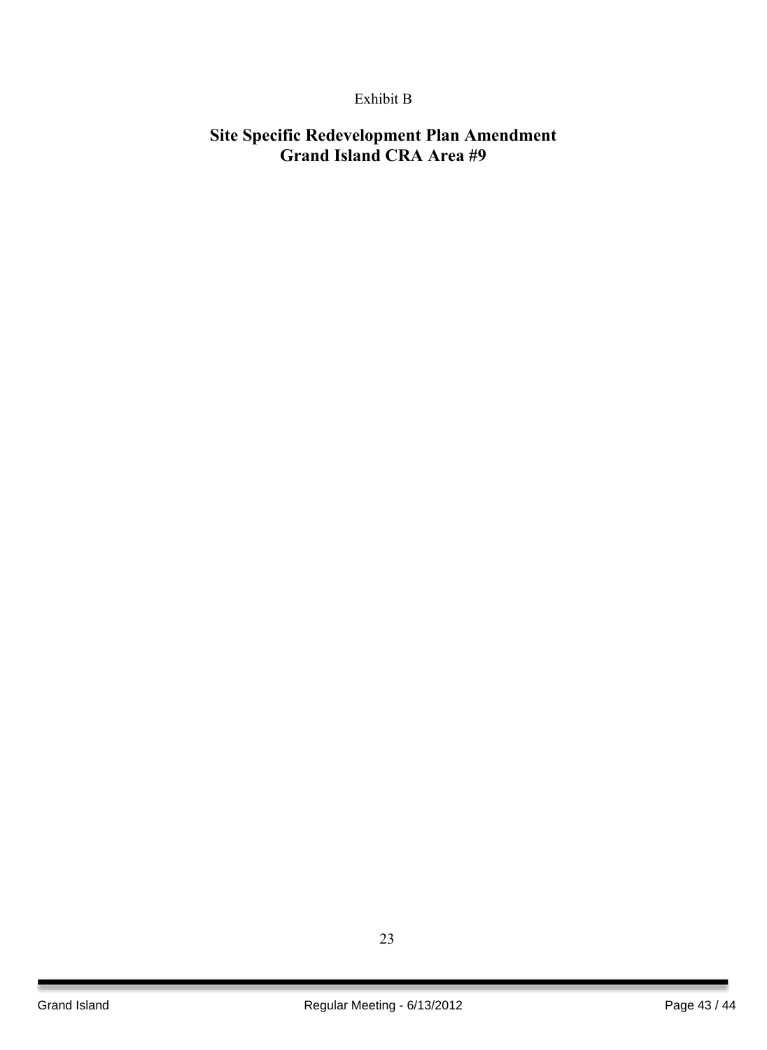Exhibit B

# Site Specific Redevelopment Plan Amendment
# Grand Island CRA Area #9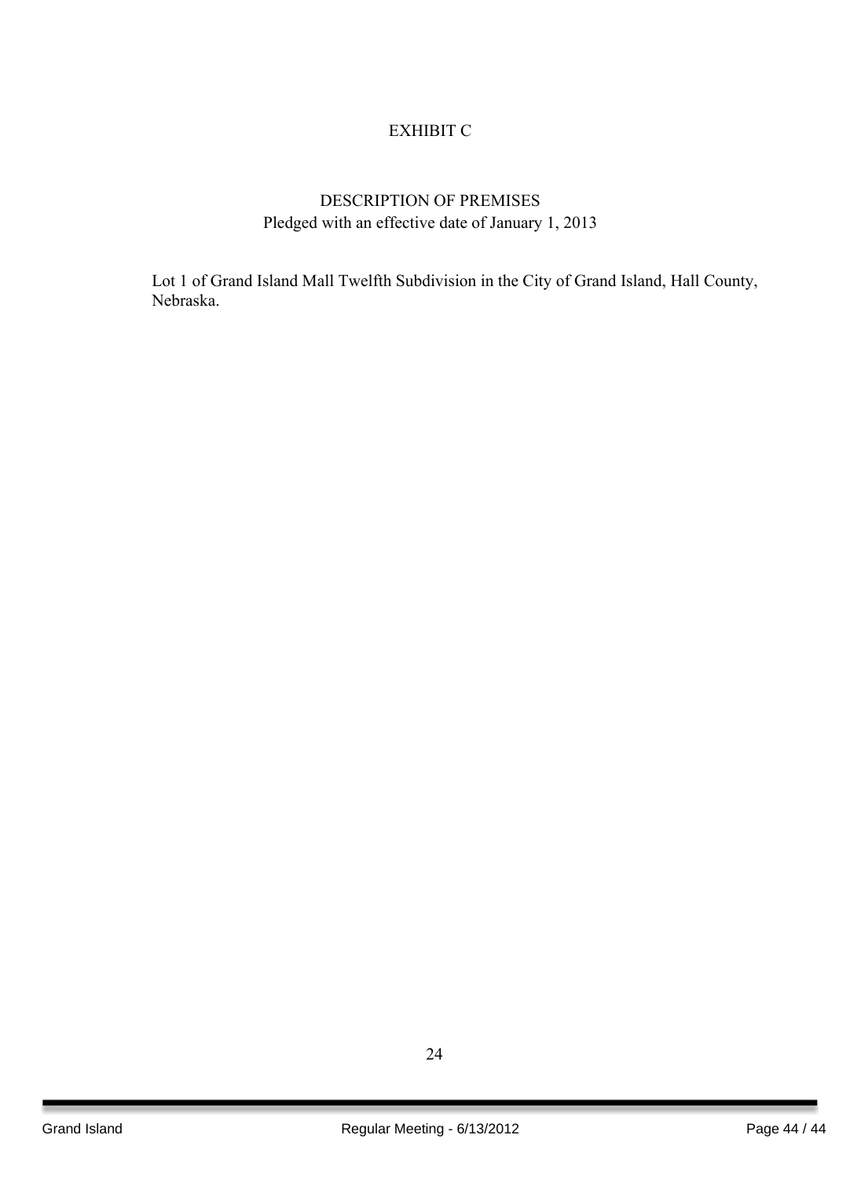# EXHIBIT C

## DESCRIPTION OF PREMISES

Pledged with an effective date of January 1, 2013

Lot 1 of Grand Island Mall Twelfth Subdivision in the City of Grand Island, Hall County, Nebraska.